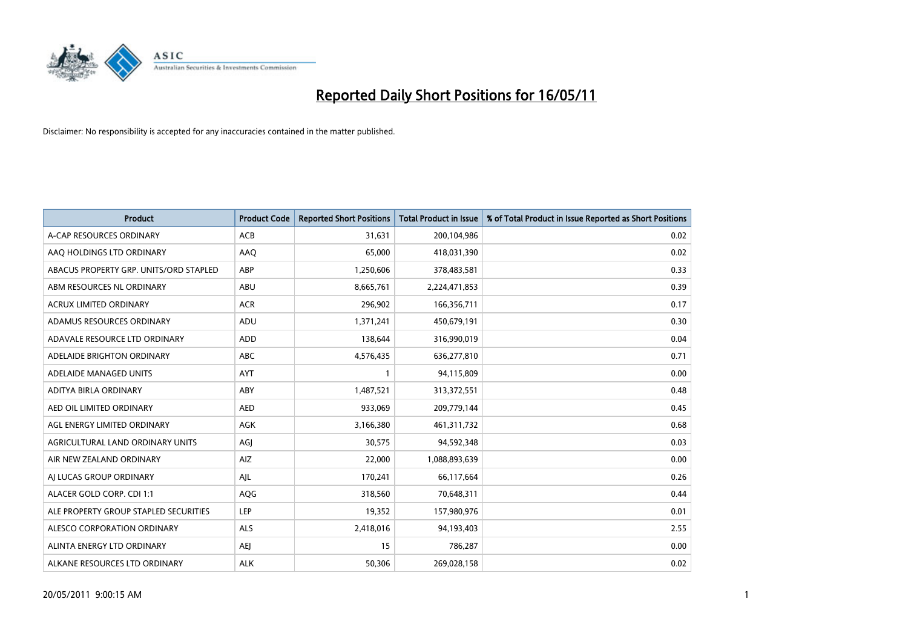# Reported Daily Short Positions for 16/05/11

Disclaimer: No responsibility is accepted for any inaccuracies contained in the matter published.

| Product | Product Code | Reported Short Positions | Total Product in Issue | % of Total Product in Issue Reported as Short Positions |
| --- | --- | --- | --- | --- |
| A-CAP RESOURCES ORDINARY | ACB | 31,631 | 200,104,986 | 0.02 |
| AAQ HOLDINGS LTD ORDINARY | AAQ | 65,000 | 418,031,390 | 0.02 |
| ABACUS PROPERTY GRP. UNITS/ORD STAPLED | ABP | 1,250,606 | 378,483,581 | 0.33 |
| ABM RESOURCES NL ORDINARY | ABU | 8,665,761 | 2,224,471,853 | 0.39 |
| ACRUX LIMITED ORDINARY | ACR | 296,902 | 166,356,711 | 0.17 |
| ADAMUS RESOURCES ORDINARY | ADU | 1,371,241 | 450,679,191 | 0.30 |
| ADAVALE RESOURCE LTD ORDINARY | ADD | 138,644 | 316,990,019 | 0.04 |
| ADELAIDE BRIGHTON ORDINARY | ABC | 4,576,435 | 636,277,810 | 0.71 |
| ADELAIDE MANAGED UNITS | AYT | 1 | 94,115,809 | 0.00 |
| ADITYA BIRLA ORDINARY | ABY | 1,487,521 | 313,372,551 | 0.48 |
| AED OIL LIMITED ORDINARY | AED | 933,069 | 209,779,144 | 0.45 |
| AGL ENERGY LIMITED ORDINARY | AGK | 3,166,380 | 461,311,732 | 0.68 |
| AGRICULTURAL LAND ORDINARY UNITS | AGJ | 30,575 | 94,592,348 | 0.03 |
| AIR NEW ZEALAND ORDINARY | AIZ | 22,000 | 1,088,893,639 | 0.00 |
| AJ LUCAS GROUP ORDINARY | AJL | 170,241 | 66,117,664 | 0.26 |
| ALACER GOLD CORP. CDI 1:1 | AQG | 318,560 | 70,648,311 | 0.44 |
| ALE PROPERTY GROUP STAPLED SECURITIES | LEP | 19,352 | 157,980,976 | 0.01 |
| ALESCO CORPORATION ORDINARY | ALS | 2,418,016 | 94,193,403 | 2.55 |
| ALINTA ENERGY LTD ORDINARY | AEJ | 15 | 786,287 | 0.00 |
| ALKANE RESOURCES LTD ORDINARY | ALK | 50,306 | 269,028,158 | 0.02 |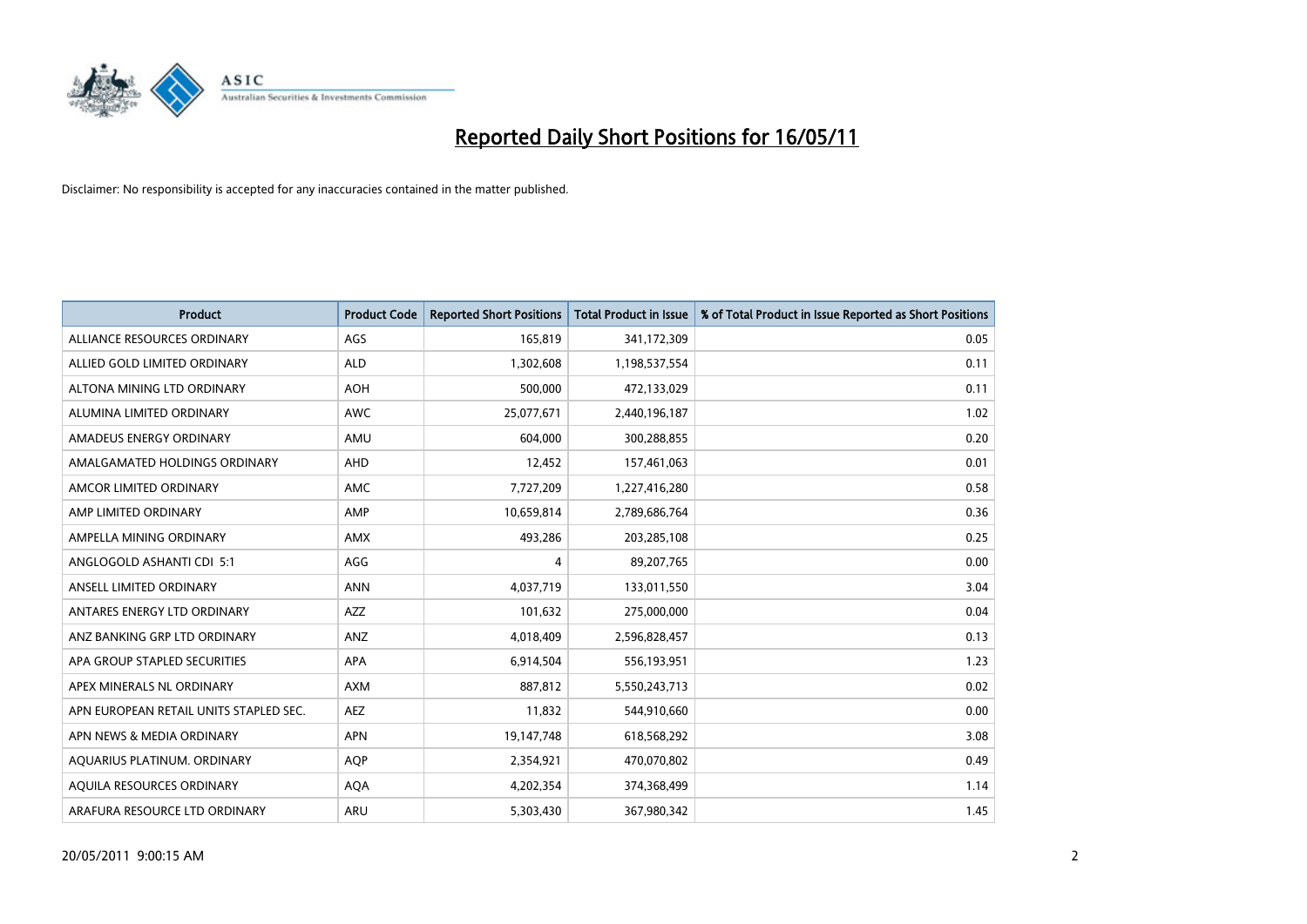# Reported Daily Short Positions for 16/05/11

Disclaimer: No responsibility is accepted for any inaccuracies contained in the matter published.

| Product | Product Code | Reported Short Positions | Total Product in Issue | % of Total Product in Issue Reported as Short Positions |
|---|---|---|---|---|
| ALLIANCE RESOURCES ORDINARY | AGS | 165,819 | 341,172,309 | 0.05 |
| ALLIED GOLD LIMITED ORDINARY | ALD | 1,302,608 | 1,198,537,554 | 0.11 |
| ALTONA MINING LTD ORDINARY | AOH | 500,000 | 472,133,029 | 0.11 |
| ALUMINA LIMITED ORDINARY | AWC | 25,077,671 | 2,440,196,187 | 1.02 |
| AMADEUS ENERGY ORDINARY | AMU | 604,000 | 300,288,855 | 0.20 |
| AMALGAMATED HOLDINGS ORDINARY | AHD | 12,452 | 157,461,063 | 0.01 |
| AMCOR LIMITED ORDINARY | AMC | 7,727,209 | 1,227,416,280 | 0.58 |
| AMP LIMITED ORDINARY | AMP | 10,659,814 | 2,789,686,764 | 0.36 |
| AMPELLA MINING ORDINARY | AMX | 493,286 | 203,285,108 | 0.25 |
| ANGLOGOLD ASHANTI CDI 5:1 | AGG | 4 | 89,207,765 | 0.00 |
| ANSELL LIMITED ORDINARY | ANN | 4,037,719 | 133,011,550 | 3.04 |
| ANTARES ENERGY LTD ORDINARY | AZZ | 101,632 | 275,000,000 | 0.04 |
| ANZ BANKING GRP LTD ORDINARY | ANZ | 4,018,409 | 2,596,828,457 | 0.13 |
| APA GROUP STAPLED SECURITIES | APA | 6,914,504 | 556,193,951 | 1.23 |
| APEX MINERALS NL ORDINARY | AXM | 887,812 | 5,550,243,713 | 0.02 |
| APN EUROPEAN RETAIL UNITS STAPLED SEC. | AEZ | 11,832 | 544,910,660 | 0.00 |
| APN NEWS & MEDIA ORDINARY | APN | 19,147,748 | 618,568,292 | 3.08 |
| AQUARIUS PLATINUM. ORDINARY | AQP | 2,354,921 | 470,070,802 | 0.49 |
| AQUILA RESOURCES ORDINARY | AQA | 4,202,354 | 374,368,499 | 1.14 |
| ARAFURA RESOURCE LTD ORDINARY | ARU | 5,303,430 | 367,980,342 | 1.45 |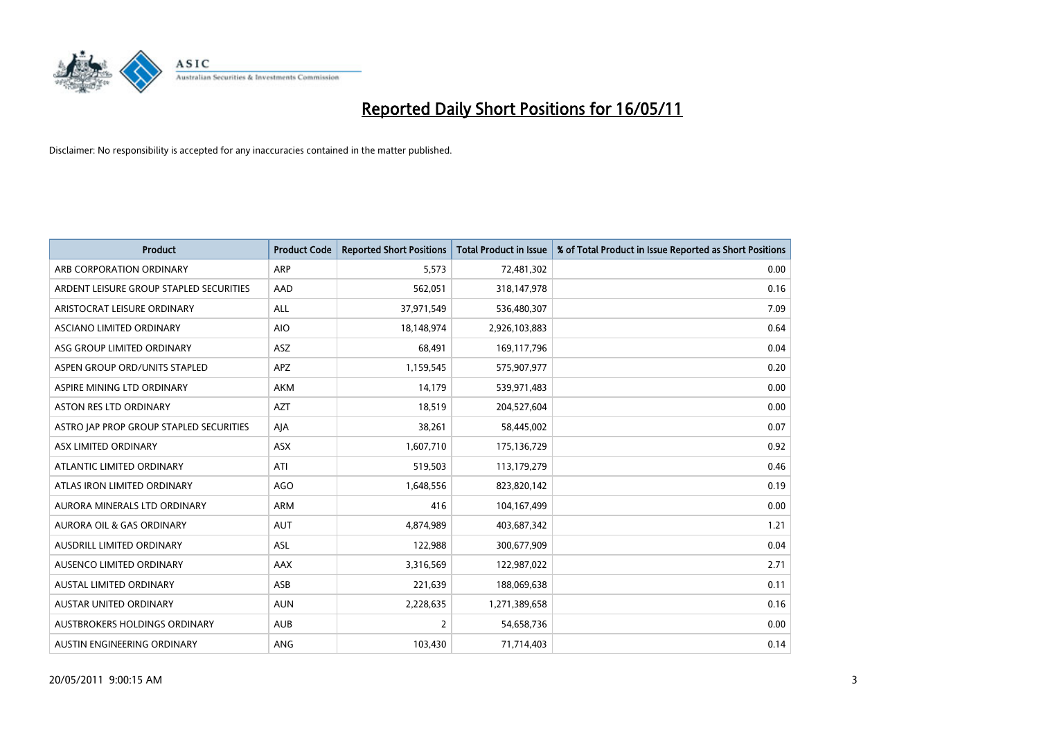# Reported Daily Short Positions for 16/05/11

Disclaimer: No responsibility is accepted for any inaccuracies contained in the matter published.

| Product | Product Code | Reported Short Positions | Total Product in Issue | % of Total Product in Issue Reported as Short Positions |
|---|---|---|---|---|
| ARB CORPORATION ORDINARY | ARP | 5,573 | 72,481,302 | 0.00 |
| ARDENT LEISURE GROUP STAPLED SECURITIES | AAD | 562,051 | 318,147,978 | 0.16 |
| ARISTOCRAT LEISURE ORDINARY | ALL | 37,971,549 | 536,480,307 | 7.09 |
| ASCIANO LIMITED ORDINARY | AIO | 18,148,974 | 2,926,103,883 | 0.64 |
| ASG GROUP LIMITED ORDINARY | ASZ | 68,491 | 169,117,796 | 0.04 |
| ASPEN GROUP ORD/UNITS STAPLED | APZ | 1,159,545 | 575,907,977 | 0.20 |
| ASPIRE MINING LTD ORDINARY | AKM | 14,179 | 539,971,483 | 0.00 |
| ASTON RES LTD ORDINARY | AZT | 18,519 | 204,527,604 | 0.00 |
| ASTRO JAP PROP GROUP STAPLED SECURITIES | AJA | 38,261 | 58,445,002 | 0.07 |
| ASX LIMITED ORDINARY | ASX | 1,607,710 | 175,136,729 | 0.92 |
| ATLANTIC LIMITED ORDINARY | ATI | 519,503 | 113,179,279 | 0.46 |
| ATLAS IRON LIMITED ORDINARY | AGO | 1,648,556 | 823,820,142 | 0.19 |
| AURORA MINERALS LTD ORDINARY | ARM | 416 | 104,167,499 | 0.00 |
| AURORA OIL & GAS ORDINARY | AUT | 4,874,989 | 403,687,342 | 1.21 |
| AUSDRILL LIMITED ORDINARY | ASL | 122,988 | 300,677,909 | 0.04 |
| AUSENCO LIMITED ORDINARY | AAX | 3,316,569 | 122,987,022 | 2.71 |
| AUSTAL LIMITED ORDINARY | ASB | 221,639 | 188,069,638 | 0.11 |
| AUSTAR UNITED ORDINARY | AUN | 2,228,635 | 1,271,389,658 | 0.16 |
| AUSTBROKERS HOLDINGS ORDINARY | AUB | 2 | 54,658,736 | 0.00 |
| AUSTIN ENGINEERING ORDINARY | ANG | 103,430 | 71,714,403 | 0.14 |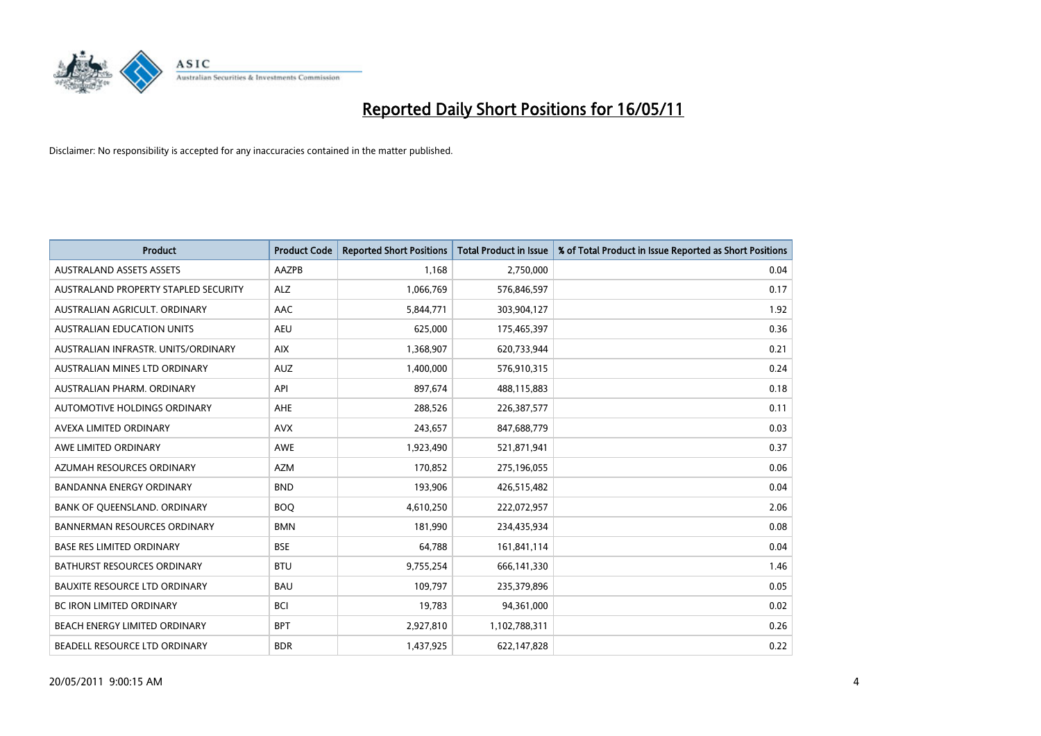# Reported Daily Short Positions for 16/05/11

Disclaimer: No responsibility is accepted for any inaccuracies contained in the matter published.

| Product | Product Code | Reported Short Positions | Total Product in Issue | % of Total Product in Issue Reported as Short Positions |
|---|---|---|---|---|
| AUSTRALAND ASSETS ASSETS | AAZPB | 1,168 | 2,750,000 | 0.04 |
| AUSTRALAND PROPERTY STAPLED SECURITY | ALZ | 1,066,769 | 576,846,597 | 0.17 |
| AUSTRALIAN AGRICULT. ORDINARY | AAC | 5,844,771 | 303,904,127 | 1.92 |
| AUSTRALIAN EDUCATION UNITS | AEU | 625,000 | 175,465,397 | 0.36 |
| AUSTRALIAN INFRASTR. UNITS/ORDINARY | AIX | 1,368,907 | 620,733,944 | 0.21 |
| AUSTRALIAN MINES LTD ORDINARY | AUZ | 1,400,000 | 576,910,315 | 0.24 |
| AUSTRALIAN PHARM. ORDINARY | API | 897,674 | 488,115,883 | 0.18 |
| AUTOMOTIVE HOLDINGS ORDINARY | AHE | 288,526 | 226,387,577 | 0.11 |
| AVEXA LIMITED ORDINARY | AVX | 243,657 | 847,688,779 | 0.03 |
| AWE LIMITED ORDINARY | AWE | 1,923,490 | 521,871,941 | 0.37 |
| AZUMAH RESOURCES ORDINARY | AZM | 170,852 | 275,196,055 | 0.06 |
| BANDANNA ENERGY ORDINARY | BND | 193,906 | 426,515,482 | 0.04 |
| BANK OF QUEENSLAND. ORDINARY | BOQ | 4,610,250 | 222,072,957 | 2.06 |
| BANNERMAN RESOURCES ORDINARY | BMN | 181,990 | 234,435,934 | 0.08 |
| BASE RES LIMITED ORDINARY | BSE | 64,788 | 161,841,114 | 0.04 |
| BATHURST RESOURCES ORDINARY | BTU | 9,755,254 | 666,141,330 | 1.46 |
| BAUXITE RESOURCE LTD ORDINARY | BAU | 109,797 | 235,379,896 | 0.05 |
| BC IRON LIMITED ORDINARY | BCI | 19,783 | 94,361,000 | 0.02 |
| BEACH ENERGY LIMITED ORDINARY | BPT | 2,927,810 | 1,102,788,311 | 0.26 |
| BEADELL RESOURCE LTD ORDINARY | BDR | 1,437,925 | 622,147,828 | 0.22 |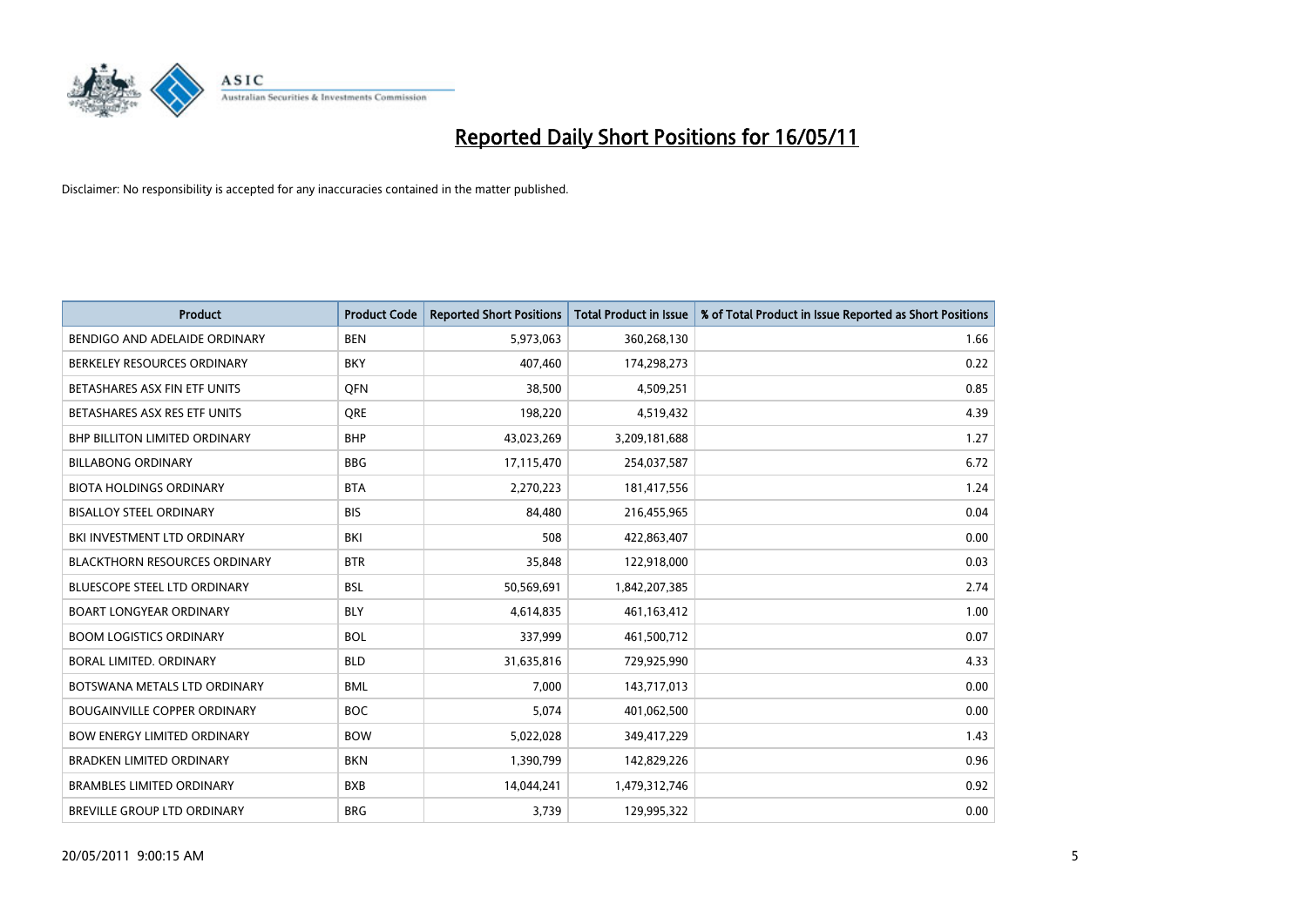# Reported Daily Short Positions for 16/05/11

Disclaimer: No responsibility is accepted for any inaccuracies contained in the matter published.

| Product | Product Code | Reported Short Positions | Total Product in Issue | % of Total Product in Issue Reported as Short Positions |
|---|---|---|---|---|
| BENDIGO AND ADELAIDE ORDINARY | BEN | 5,973,063 | 360,268,130 | 1.66 |
| BERKELEY RESOURCES ORDINARY | BKY | 407,460 | 174,298,273 | 0.22 |
| BETASHARES ASX FIN ETF UNITS | QFN | 38,500 | 4,509,251 | 0.85 |
| BETASHARES ASX RES ETF UNITS | QRE | 198,220 | 4,519,432 | 4.39 |
| BHP BILLITON LIMITED ORDINARY | BHP | 43,023,269 | 3,209,181,688 | 1.27 |
| BILLABONG ORDINARY | BBG | 17,115,470 | 254,037,587 | 6.72 |
| BIOTA HOLDINGS ORDINARY | BTA | 2,270,223 | 181,417,556 | 1.24 |
| BISALLOY STEEL ORDINARY | BIS | 84,480 | 216,455,965 | 0.04 |
| BKI INVESTMENT LTD ORDINARY | BKI | 508 | 422,863,407 | 0.00 |
| BLACKTHORN RESOURCES ORDINARY | BTR | 35,848 | 122,918,000 | 0.03 |
| BLUESCOPE STEEL LTD ORDINARY | BSL | 50,569,691 | 1,842,207,385 | 2.74 |
| BOART LONGYEAR ORDINARY | BLY | 4,614,835 | 461,163,412 | 1.00 |
| BOOM LOGISTICS ORDINARY | BOL | 337,999 | 461,500,712 | 0.07 |
| BORAL LIMITED. ORDINARY | BLD | 31,635,816 | 729,925,990 | 4.33 |
| BOTSWANA METALS LTD ORDINARY | BML | 7,000 | 143,717,013 | 0.00 |
| BOUGAINVILLE COPPER ORDINARY | BOC | 5,074 | 401,062,500 | 0.00 |
| BOW ENERGY LIMITED ORDINARY | BOW | 5,022,028 | 349,417,229 | 1.43 |
| BRADKEN LIMITED ORDINARY | BKN | 1,390,799 | 142,829,226 | 0.96 |
| BRAMBLES LIMITED ORDINARY | BXB | 14,044,241 | 1,479,312,746 | 0.92 |
| BREVILLE GROUP LTD ORDINARY | BRG | 3,739 | 129,995,322 | 0.00 |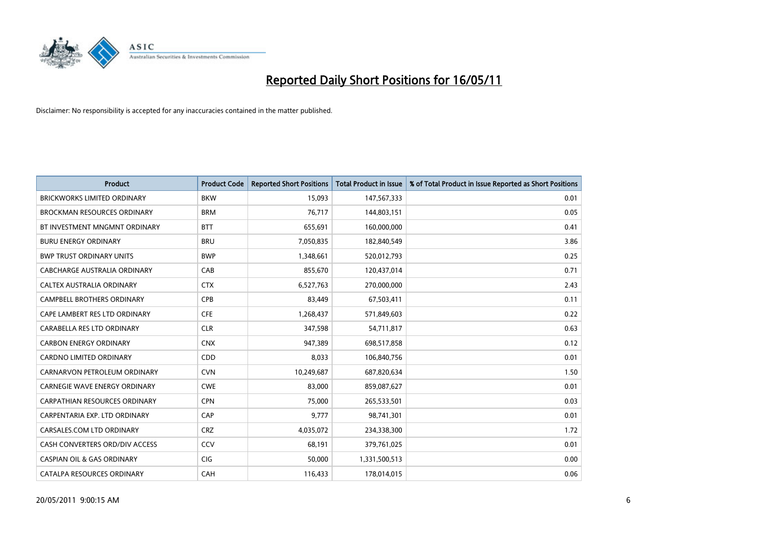# Reported Daily Short Positions for 16/05/11

Disclaimer: No responsibility is accepted for any inaccuracies contained in the matter published.

| Product | Product Code | Reported Short Positions | Total Product in Issue | % of Total Product in Issue Reported as Short Positions |
| --- | --- | --- | --- | --- |
| BRICKWORKS LIMITED ORDINARY | BKW | 15,093 | 147,567,333 | 0.01 |
| BROCKMAN RESOURCES ORDINARY | BRM | 76,717 | 144,803,151 | 0.05 |
| BT INVESTMENT MNGMNT ORDINARY | BTT | 655,691 | 160,000,000 | 0.41 |
| BURU ENERGY ORDINARY | BRU | 7,050,835 | 182,840,549 | 3.86 |
| BWP TRUST ORDINARY UNITS | BWP | 1,348,661 | 520,012,793 | 0.25 |
| CABCHARGE AUSTRALIA ORDINARY | CAB | 855,670 | 120,437,014 | 0.71 |
| CALTEX AUSTRALIA ORDINARY | CTX | 6,527,763 | 270,000,000 | 2.43 |
| CAMPBELL BROTHERS ORDINARY | CPB | 83,449 | 67,503,411 | 0.11 |
| CAPE LAMBERT RES LTD ORDINARY | CFE | 1,268,437 | 571,849,603 | 0.22 |
| CARABELLA RES LTD ORDINARY | CLR | 347,598 | 54,711,817 | 0.63 |
| CARBON ENERGY ORDINARY | CNX | 947,389 | 698,517,858 | 0.12 |
| CARDNO LIMITED ORDINARY | CDD | 8,033 | 106,840,756 | 0.01 |
| CARNARVON PETROLEUM ORDINARY | CVN | 10,249,687 | 687,820,634 | 1.50 |
| CARNEGIE WAVE ENERGY ORDINARY | CWE | 83,000 | 859,087,627 | 0.01 |
| CARPATHIAN RESOURCES ORDINARY | CPN | 75,000 | 265,533,501 | 0.03 |
| CARPENTARIA EXP. LTD ORDINARY | CAP | 9,777 | 98,741,301 | 0.01 |
| CARSALES.COM LTD ORDINARY | CRZ | 4,035,072 | 234,338,300 | 1.72 |
| CASH CONVERTERS ORD/DIV ACCESS | CCV | 68,191 | 379,761,025 | 0.01 |
| CASPIAN OIL & GAS ORDINARY | CIG | 50,000 | 1,331,500,513 | 0.00 |
| CATALPA RESOURCES ORDINARY | CAH | 116,433 | 178,014,015 | 0.06 |

20/05/2011 9:00:15 AM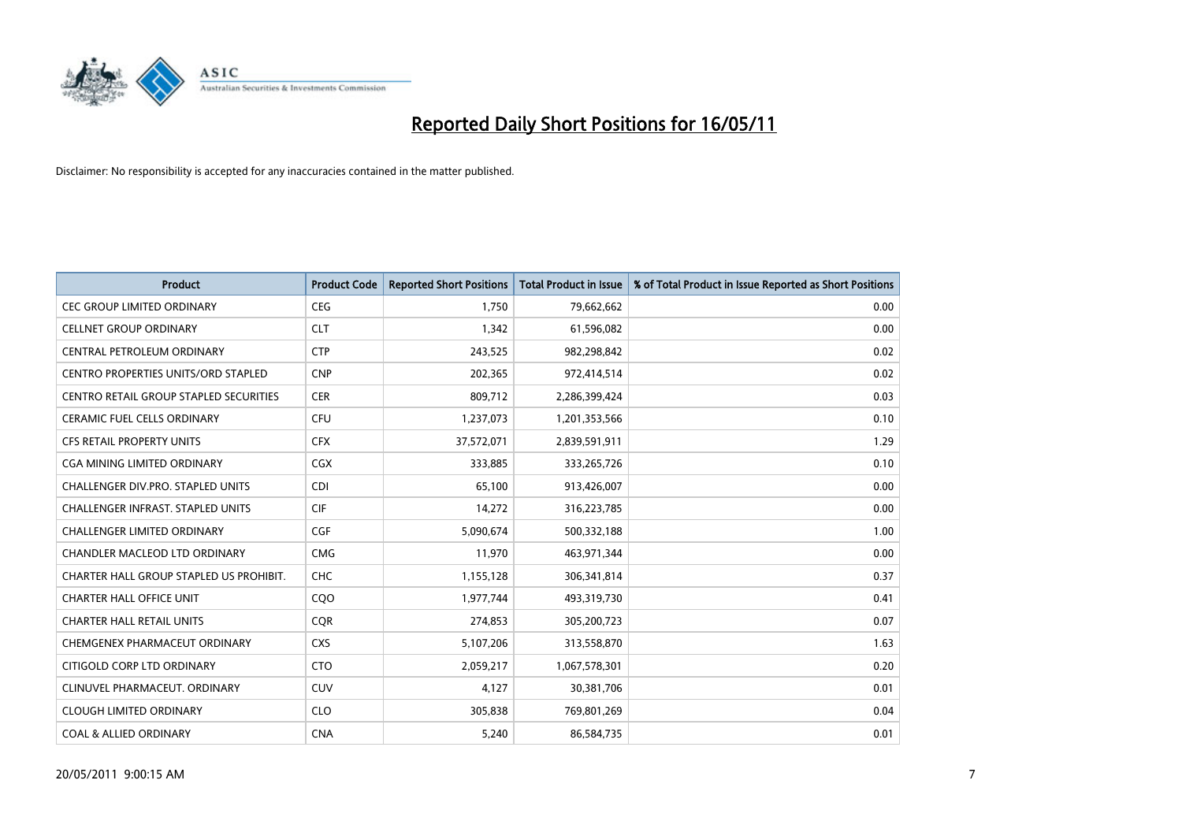# Reported Daily Short Positions for 16/05/11

Disclaimer: No responsibility is accepted for any inaccuracies contained in the matter published.

| Product | Product Code | Reported Short Positions | Total Product in Issue | % of Total Product in Issue Reported as Short Positions |
|---|---|---|---|---|
| CEC GROUP LIMITED ORDINARY | CEG | 1,750 | 79,662,662 | 0.00 |
| CELLNET GROUP ORDINARY | CLT | 1,342 | 61,596,082 | 0.00 |
| CENTRAL PETROLEUM ORDINARY | CTP | 243,525 | 982,298,842 | 0.02 |
| CENTRO PROPERTIES UNITS/ORD STAPLED | CNP | 202,365 | 972,414,514 | 0.02 |
| CENTRO RETAIL GROUP STAPLED SECURITIES | CER | 809,712 | 2,286,399,424 | 0.03 |
| CERAMIC FUEL CELLS ORDINARY | CFU | 1,237,073 | 1,201,353,566 | 0.10 |
| CFS RETAIL PROPERTY UNITS | CFX | 37,572,071 | 2,839,591,911 | 1.29 |
| CGA MINING LIMITED ORDINARY | CGX | 333,885 | 333,265,726 | 0.10 |
| CHALLENGER DIV.PRO. STAPLED UNITS | CDI | 65,100 | 913,426,007 | 0.00 |
| CHALLENGER INFRAST. STAPLED UNITS | CIF | 14,272 | 316,223,785 | 0.00 |
| CHALLENGER LIMITED ORDINARY | CGF | 5,090,674 | 500,332,188 | 1.00 |
| CHANDLER MACLEOD LTD ORDINARY | CMG | 11,970 | 463,971,344 | 0.00 |
| CHARTER HALL GROUP STAPLED US PROHIBIT. | CHC | 1,155,128 | 306,341,814 | 0.37 |
| CHARTER HALL OFFICE UNIT | CQO | 1,977,744 | 493,319,730 | 0.41 |
| CHARTER HALL RETAIL UNITS | CQR | 274,853 | 305,200,723 | 0.07 |
| CHEMGENEX PHARMACEUT ORDINARY | CXS | 5,107,206 | 313,558,870 | 1.63 |
| CITIGOLD CORP LTD ORDINARY | CTO | 2,059,217 | 1,067,578,301 | 0.20 |
| CLINUVEL PHARMACEUT. ORDINARY | CUV | 4,127 | 30,381,706 | 0.01 |
| CLOUGH LIMITED ORDINARY | CLO | 305,838 | 769,801,269 | 0.04 |
| COAL & ALLIED ORDINARY | CNA | 5,240 | 86,584,735 | 0.01 |

20/05/2011 9:00:15 AM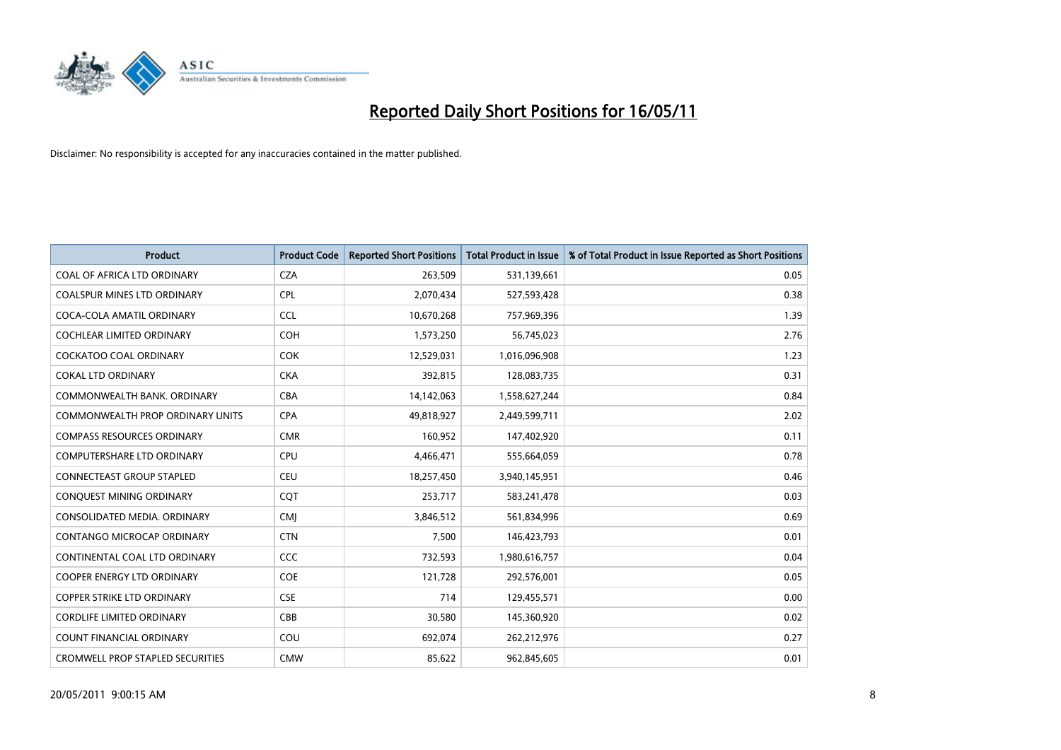# Reported Daily Short Positions for 16/05/11

Disclaimer: No responsibility is accepted for any inaccuracies contained in the matter published.

| Product | Product Code | Reported Short Positions | Total Product in Issue | % of Total Product in Issue Reported as Short Positions |
|---|---|---|---|---|
| COAL OF AFRICA LTD ORDINARY | CZA | 263,509 | 531,139,661 | 0.05 |
| COALSPUR MINES LTD ORDINARY | CPL | 2,070,434 | 527,593,428 | 0.38 |
| COCA-COLA AMATIL ORDINARY | CCL | 10,670,268 | 757,969,396 | 1.39 |
| COCHLEAR LIMITED ORDINARY | COH | 1,573,250 | 56,745,023 | 2.76 |
| COCKATOO COAL ORDINARY | COK | 12,529,031 | 1,016,096,908 | 1.23 |
| COKAL LTD ORDINARY | CKA | 392,815 | 128,083,735 | 0.31 |
| COMMONWEALTH BANK. ORDINARY | CBA | 14,142,063 | 1,558,627,244 | 0.84 |
| COMMONWEALTH PROP ORDINARY UNITS | CPA | 49,818,927 | 2,449,599,711 | 2.02 |
| COMPASS RESOURCES ORDINARY | CMR | 160,952 | 147,402,920 | 0.11 |
| COMPUTERSHARE LTD ORDINARY | CPU | 4,466,471 | 555,664,059 | 0.78 |
| CONNECTEAST GROUP STAPLED | CEU | 18,257,450 | 3,940,145,951 | 0.46 |
| CONQUEST MINING ORDINARY | CQT | 253,717 | 583,241,478 | 0.03 |
| CONSOLIDATED MEDIA. ORDINARY | CMJ | 3,846,512 | 561,834,996 | 0.69 |
| CONTANGO MICROCAP ORDINARY | CTN | 7,500 | 146,423,793 | 0.01 |
| CONTINENTAL COAL LTD ORDINARY | CCC | 732,593 | 1,980,616,757 | 0.04 |
| COOPER ENERGY LTD ORDINARY | COE | 121,728 | 292,576,001 | 0.05 |
| COPPER STRIKE LTD ORDINARY | CSE | 714 | 129,455,571 | 0.00 |
| CORDLIFE LIMITED ORDINARY | CBB | 30,580 | 145,360,920 | 0.02 |
| COUNT FINANCIAL ORDINARY | COU | 692,074 | 262,212,976 | 0.27 |
| CROMWELL PROP STAPLED SECURITIES | CMW | 85,622 | 962,845,605 | 0.01 |

20/05/2011 9:00:15 AM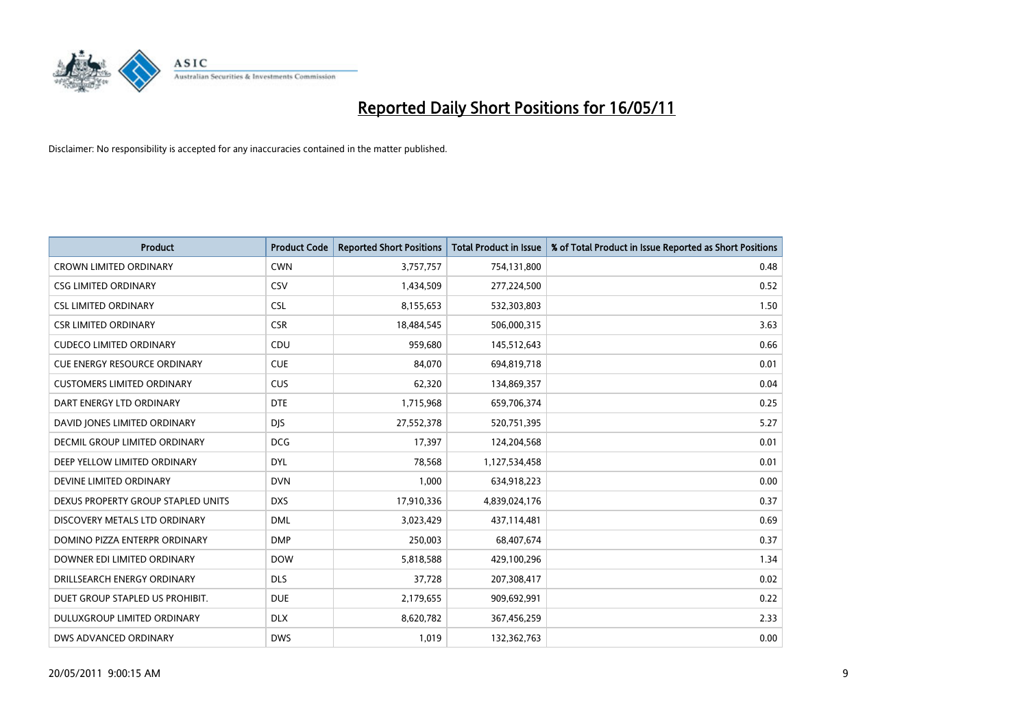# Reported Daily Short Positions for 16/05/11

Disclaimer: No responsibility is accepted for any inaccuracies contained in the matter published.

| Product | Product Code | Reported Short Positions | Total Product in Issue | % of Total Product in Issue Reported as Short Positions |
|---|---|---|---|---|
| CROWN LIMITED ORDINARY | CWN | 3,757,757 | 754,131,800 | 0.48 |
| CSG LIMITED ORDINARY | CSV | 1,434,509 | 277,224,500 | 0.52 |
| CSL LIMITED ORDINARY | CSL | 8,155,653 | 532,303,803 | 1.50 |
| CSR LIMITED ORDINARY | CSR | 18,484,545 | 506,000,315 | 3.63 |
| CUDECO LIMITED ORDINARY | CDU | 959,680 | 145,512,643 | 0.66 |
| CUE ENERGY RESOURCE ORDINARY | CUE | 84,070 | 694,819,718 | 0.01 |
| CUSTOMERS LIMITED ORDINARY | CUS | 62,320 | 134,869,357 | 0.04 |
| DART ENERGY LTD ORDINARY | DTE | 1,715,968 | 659,706,374 | 0.25 |
| DAVID JONES LIMITED ORDINARY | DJS | 27,552,378 | 520,751,395 | 5.27 |
| DECMIL GROUP LIMITED ORDINARY | DCG | 17,397 | 124,204,568 | 0.01 |
| DEEP YELLOW LIMITED ORDINARY | DYL | 78,568 | 1,127,534,458 | 0.01 |
| DEVINE LIMITED ORDINARY | DVN | 1,000 | 634,918,223 | 0.00 |
| DEXUS PROPERTY GROUP STAPLED UNITS | DXS | 17,910,336 | 4,839,024,176 | 0.37 |
| DISCOVERY METALS LTD ORDINARY | DML | 3,023,429 | 437,114,481 | 0.69 |
| DOMINO PIZZA ENTERPR ORDINARY | DMP | 250,003 | 68,407,674 | 0.37 |
| DOWNER EDI LIMITED ORDINARY | DOW | 5,818,588 | 429,100,296 | 1.34 |
| DRILLSEARCH ENERGY ORDINARY | DLS | 37,728 | 207,308,417 | 0.02 |
| DUET GROUP STAPLED US PROHIBIT. | DUE | 2,179,655 | 909,692,991 | 0.22 |
| DULUXGROUP LIMITED ORDINARY | DLX | 8,620,782 | 367,456,259 | 2.33 |
| DWS ADVANCED ORDINARY | DWS | 1,019 | 132,362,763 | 0.00 |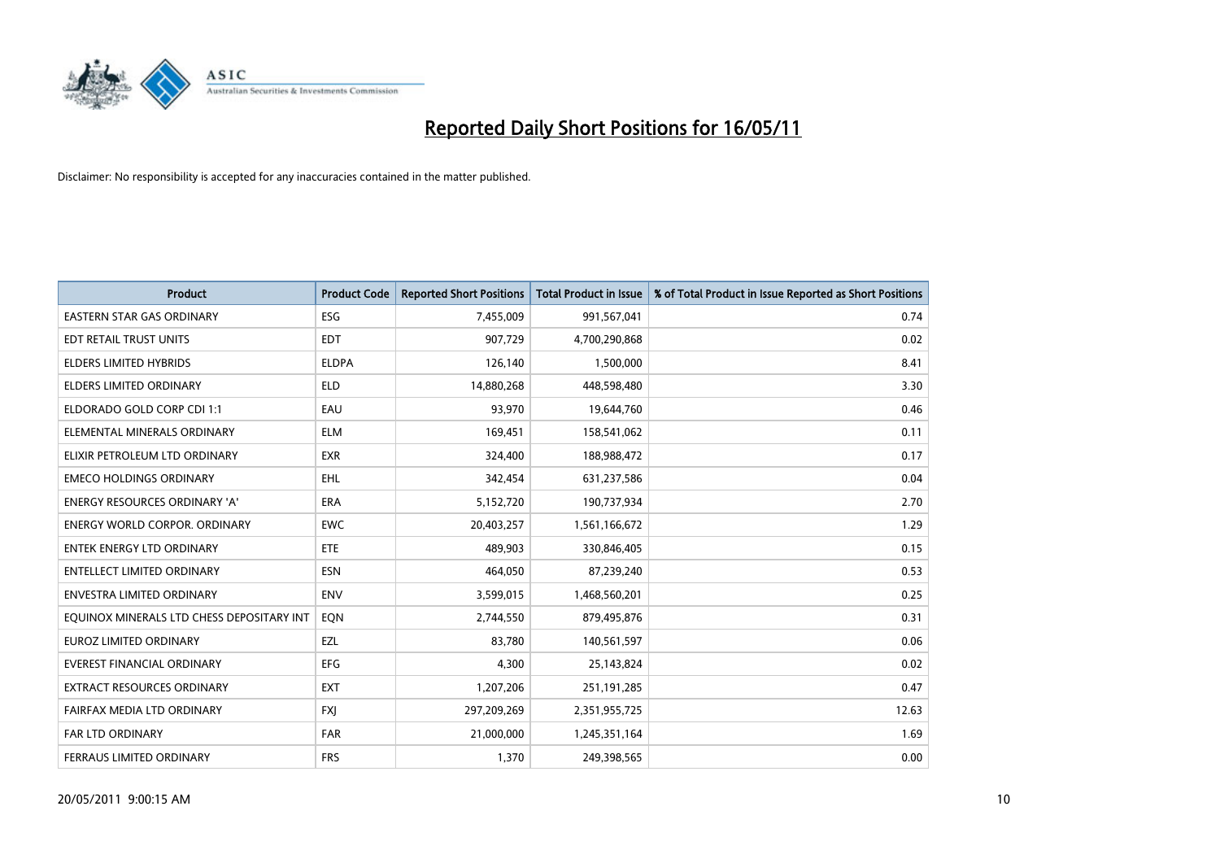# Reported Daily Short Positions for 16/05/11

Disclaimer: No responsibility is accepted for any inaccuracies contained in the matter published.

| Product | Product Code | Reported Short Positions | Total Product in Issue | % of Total Product in Issue Reported as Short Positions |
|---|---|---|---|---|
| EASTERN STAR GAS ORDINARY | ESG | 7,455,009 | 991,567,041 | 0.74 |
| EDT RETAIL TRUST UNITS | EDT | 907,729 | 4,700,290,868 | 0.02 |
| ELDERS LIMITED HYBRIDS | ELDPA | 126,140 | 1,500,000 | 8.41 |
| ELDERS LIMITED ORDINARY | ELD | 14,880,268 | 448,598,480 | 3.30 |
| ELDORADO GOLD CORP CDI 1:1 | EAU | 93,970 | 19,644,760 | 0.46 |
| ELEMENTAL MINERALS ORDINARY | ELM | 169,451 | 158,541,062 | 0.11 |
| ELIXIR PETROLEUM LTD ORDINARY | EXR | 324,400 | 188,988,472 | 0.17 |
| EMECO HOLDINGS ORDINARY | EHL | 342,454 | 631,237,586 | 0.04 |
| ENERGY RESOURCES ORDINARY 'A' | ERA | 5,152,720 | 190,737,934 | 2.70 |
| ENERGY WORLD CORPOR. ORDINARY | EWC | 20,403,257 | 1,561,166,672 | 1.29 |
| ENTEK ENERGY LTD ORDINARY | ETE | 489,903 | 330,846,405 | 0.15 |
| ENTELLECT LIMITED ORDINARY | ESN | 464,050 | 87,239,240 | 0.53 |
| ENVESTRA LIMITED ORDINARY | ENV | 3,599,015 | 1,468,560,201 | 0.25 |
| EQUINOX MINERALS LTD CHESS DEPOSITARY INT | EQN | 2,744,550 | 879,495,876 | 0.31 |
| EUROZ LIMITED ORDINARY | EZL | 83,780 | 140,561,597 | 0.06 |
| EVEREST FINANCIAL ORDINARY | EFG | 4,300 | 25,143,824 | 0.02 |
| EXTRACT RESOURCES ORDINARY | EXT | 1,207,206 | 251,191,285 | 0.47 |
| FAIRFAX MEDIA LTD ORDINARY | FXJ | 297,209,269 | 2,351,955,725 | 12.63 |
| FAR LTD ORDINARY | FAR | 21,000,000 | 1,245,351,164 | 1.69 |
| FERRAUS LIMITED ORDINARY | FRS | 1,370 | 249,398,565 | 0.00 |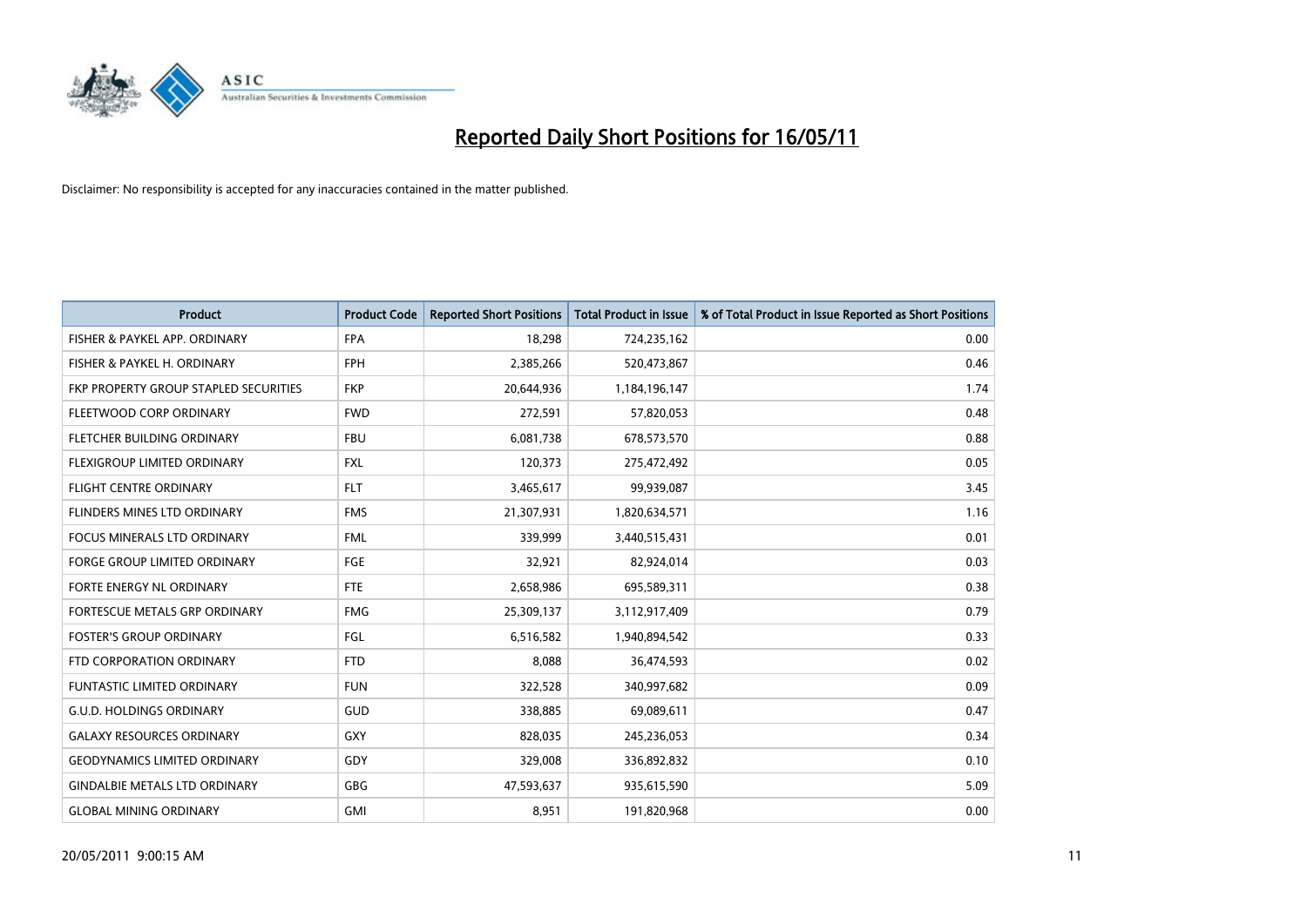# Reported Daily Short Positions for 16/05/11

Disclaimer: No responsibility is accepted for any inaccuracies contained in the matter published.

| Product | Product Code | Reported Short Positions | Total Product in Issue | % of Total Product in Issue Reported as Short Positions |
|---|---|---|---|---|
| FISHER & PAYKEL APP. ORDINARY | FPA | 18,298 | 724,235,162 | 0.00 |
| FISHER & PAYKEL H. ORDINARY | FPH | 2,385,266 | 520,473,867 | 0.46 |
| FKP PROPERTY GROUP STAPLED SECURITIES | FKP | 20,644,936 | 1,184,196,147 | 1.74 |
| FLEETWOOD CORP ORDINARY | FWD | 272,591 | 57,820,053 | 0.48 |
| FLETCHER BUILDING ORDINARY | FBU | 6,081,738 | 678,573,570 | 0.88 |
| FLEXIGROUP LIMITED ORDINARY | FXL | 120,373 | 275,472,492 | 0.05 |
| FLIGHT CENTRE ORDINARY | FLT | 3,465,617 | 99,939,087 | 3.45 |
| FLINDERS MINES LTD ORDINARY | FMS | 21,307,931 | 1,820,634,571 | 1.16 |
| FOCUS MINERALS LTD ORDINARY | FML | 339,999 | 3,440,515,431 | 0.01 |
| FORGE GROUP LIMITED ORDINARY | FGE | 32,921 | 82,924,014 | 0.03 |
| FORTE ENERGY NL ORDINARY | FTE | 2,658,986 | 695,589,311 | 0.38 |
| FORTESCUE METALS GRP ORDINARY | FMG | 25,309,137 | 3,112,917,409 | 0.79 |
| FOSTER'S GROUP ORDINARY | FGL | 6,516,582 | 1,940,894,542 | 0.33 |
| FTD CORPORATION ORDINARY | FTD | 8,088 | 36,474,593 | 0.02 |
| FUNTASTIC LIMITED ORDINARY | FUN | 322,528 | 340,997,682 | 0.09 |
| G.U.D. HOLDINGS ORDINARY | GUD | 338,885 | 69,089,611 | 0.47 |
| GALAXY RESOURCES ORDINARY | GXY | 828,035 | 245,236,053 | 0.34 |
| GEODYNAMICS LIMITED ORDINARY | GDY | 329,008 | 336,892,832 | 0.10 |
| GINDALBIE METALS LTD ORDINARY | GBG | 47,593,637 | 935,615,590 | 5.09 |
| GLOBAL MINING ORDINARY | GMI | 8,951 | 191,820,968 | 0.00 |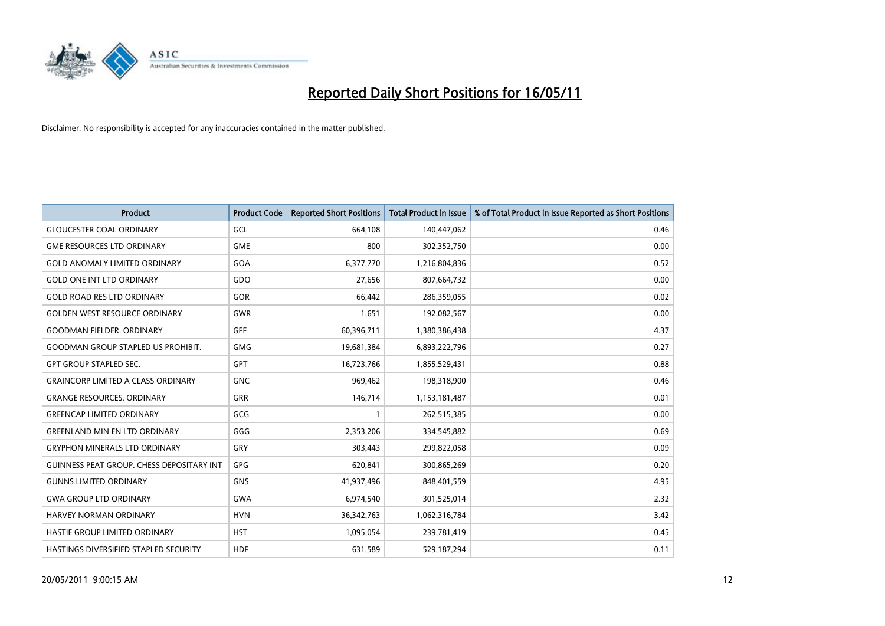# Reported Daily Short Positions for 16/05/11

Disclaimer: No responsibility is accepted for any inaccuracies contained in the matter published.

| Product | Product Code | Reported Short Positions | Total Product in Issue | % of Total Product in Issue Reported as Short Positions |
|---|---|---|---|---|
| GLOUCESTER COAL ORDINARY | GCL | 664,108 | 140,447,062 | 0.46 |
| GME RESOURCES LTD ORDINARY | GME | 800 | 302,352,750 | 0.00 |
| GOLD ANOMALY LIMITED ORDINARY | GOA | 6,377,770 | 1,216,804,836 | 0.52 |
| GOLD ONE INT LTD ORDINARY | GDO | 27,656 | 807,664,732 | 0.00 |
| GOLD ROAD RES LTD ORDINARY | GOR | 66,442 | 286,359,055 | 0.02 |
| GOLDEN WEST RESOURCE ORDINARY | GWR | 1,651 | 192,082,567 | 0.00 |
| GOODMAN FIELDER. ORDINARY | GFF | 60,396,711 | 1,380,386,438 | 4.37 |
| GOODMAN GROUP STAPLED US PROHIBIT. | GMG | 19,681,384 | 6,893,222,796 | 0.27 |
| GPT GROUP STAPLED SEC. | GPT | 16,723,766 | 1,855,529,431 | 0.88 |
| GRAINCORP LIMITED A CLASS ORDINARY | GNC | 969,462 | 198,318,900 | 0.46 |
| GRANGE RESOURCES. ORDINARY | GRR | 146,714 | 1,153,181,487 | 0.01 |
| GREENCAP LIMITED ORDINARY | GCG | 1 | 262,515,385 | 0.00 |
| GREENLAND MIN EN LTD ORDINARY | GGG | 2,353,206 | 334,545,882 | 0.69 |
| GRYPHON MINERALS LTD ORDINARY | GRY | 303,443 | 299,822,058 | 0.09 |
| GUINNESS PEAT GROUP. CHESS DEPOSITARY INT | GPG | 620,841 | 300,865,269 | 0.20 |
| GUNNS LIMITED ORDINARY | GNS | 41,937,496 | 848,401,559 | 4.95 |
| GWA GROUP LTD ORDINARY | GWA | 6,974,540 | 301,525,014 | 2.32 |
| HARVEY NORMAN ORDINARY | HVN | 36,342,763 | 1,062,316,784 | 3.42 |
| HASTIE GROUP LIMITED ORDINARY | HST | 1,095,054 | 239,781,419 | 0.45 |
| HASTINGS DIVERSIFIED STAPLED SECURITY | HDF | 631,589 | 529,187,294 | 0.11 |

20/05/2011 9:00:15 AM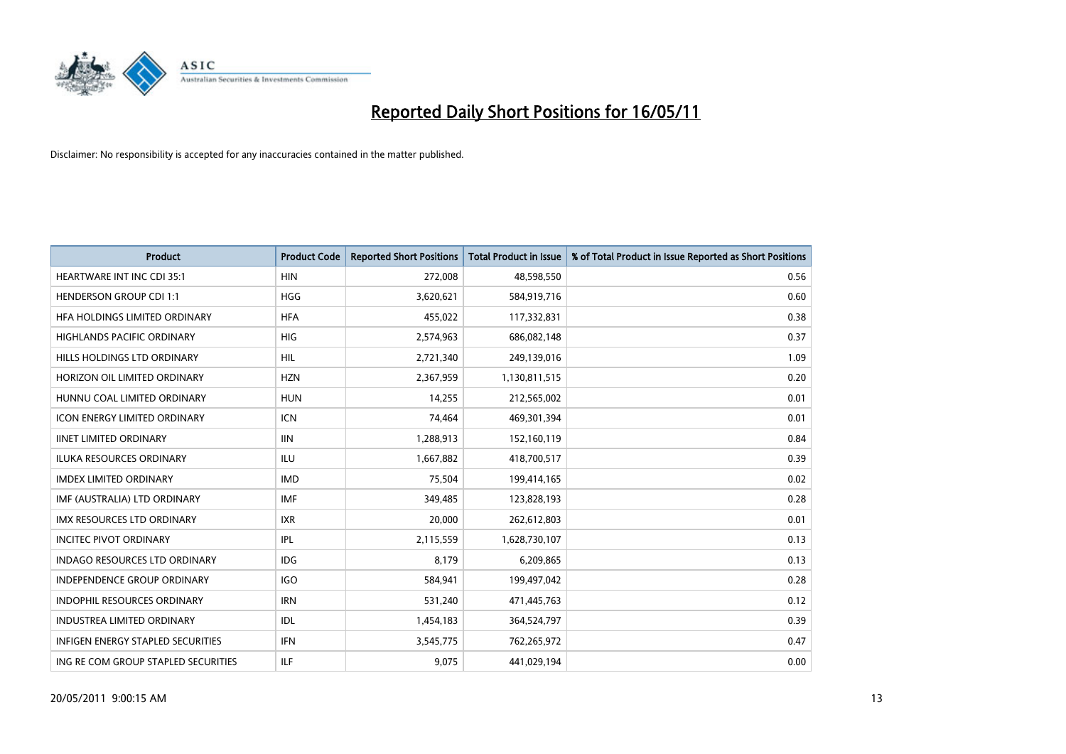# Reported Daily Short Positions for 16/05/11

Disclaimer: No responsibility is accepted for any inaccuracies contained in the matter published.

| Product | Product Code | Reported Short Positions | Total Product in Issue | % of Total Product in Issue Reported as Short Positions |
|---|---|---|---|---|
| HEARTWARE INT INC CDI 35:1 | HIN | 272,008 | 48,598,550 | 0.56 |
| HENDERSON GROUP CDI 1:1 | HGG | 3,620,621 | 584,919,716 | 0.60 |
| HFA HOLDINGS LIMITED ORDINARY | HFA | 455,022 | 117,332,831 | 0.38 |
| HIGHLANDS PACIFIC ORDINARY | HIG | 2,574,963 | 686,082,148 | 0.37 |
| HILLS HOLDINGS LTD ORDINARY | HIL | 2,721,340 | 249,139,016 | 1.09 |
| HORIZON OIL LIMITED ORDINARY | HZN | 2,367,959 | 1,130,811,515 | 0.20 |
| HUNNU COAL LIMITED ORDINARY | HUN | 14,255 | 212,565,002 | 0.01 |
| ICON ENERGY LIMITED ORDINARY | ICN | 74,464 | 469,301,394 | 0.01 |
| IINET LIMITED ORDINARY | IIN | 1,288,913 | 152,160,119 | 0.84 |
| ILUKA RESOURCES ORDINARY | ILU | 1,667,882 | 418,700,517 | 0.39 |
| IMDEX LIMITED ORDINARY | IMD | 75,504 | 199,414,165 | 0.02 |
| IMF (AUSTRALIA) LTD ORDINARY | IMF | 349,485 | 123,828,193 | 0.28 |
| IMX RESOURCES LTD ORDINARY | IXR | 20,000 | 262,612,803 | 0.01 |
| INCITEC PIVOT ORDINARY | IPL | 2,115,559 | 1,628,730,107 | 0.13 |
| INDAGO RESOURCES LTD ORDINARY | IDG | 8,179 | 6,209,865 | 0.13 |
| INDEPENDENCE GROUP ORDINARY | IGO | 584,941 | 199,497,042 | 0.28 |
| INDOPHIL RESOURCES ORDINARY | IRN | 531,240 | 471,445,763 | 0.12 |
| INDUSTREA LIMITED ORDINARY | IDL | 1,454,183 | 364,524,797 | 0.39 |
| INFIGEN ENERGY STAPLED SECURITIES | IFN | 3,545,775 | 762,265,972 | 0.47 |
| ING RE COM GROUP STAPLED SECURITIES | ILF | 9,075 | 441,029,194 | 0.00 |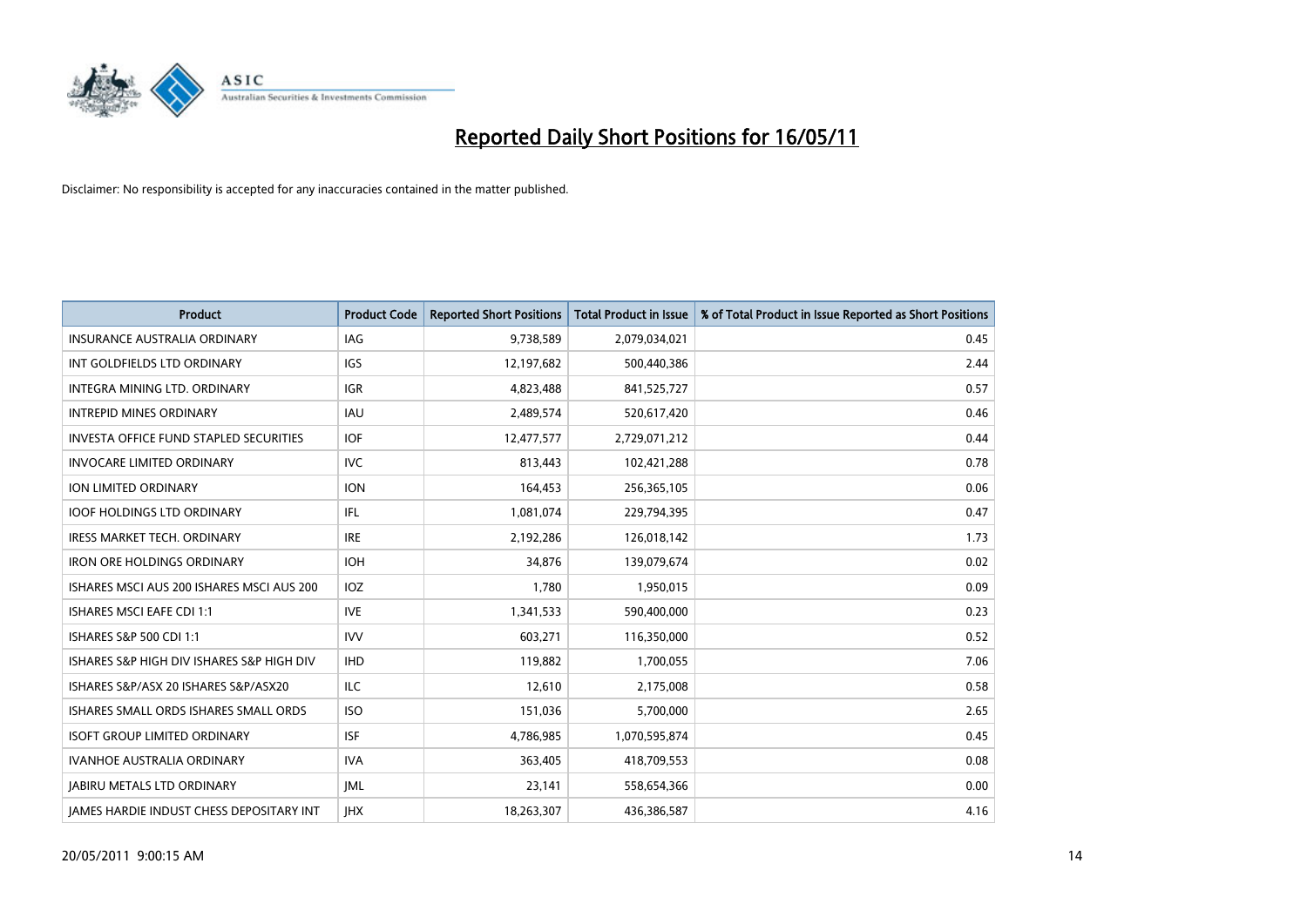# Reported Daily Short Positions for 16/05/11

Disclaimer: No responsibility is accepted for any inaccuracies contained in the matter published.

| Product | Product Code | Reported Short Positions | Total Product in Issue | % of Total Product in Issue Reported as Short Positions |
|---|---|---|---|---|
| INSURANCE AUSTRALIA ORDINARY | IAG | 9,738,589 | 2,079,034,021 | 0.45 |
| INT GOLDFIELDS LTD ORDINARY | IGS | 12,197,682 | 500,440,386 | 2.44 |
| INTEGRA MINING LTD. ORDINARY | IGR | 4,823,488 | 841,525,727 | 0.57 |
| INTREPID MINES ORDINARY | IAU | 2,489,574 | 520,617,420 | 0.46 |
| INVESTA OFFICE FUND STAPLED SECURITIES | IOF | 12,477,577 | 2,729,071,212 | 0.44 |
| INVOCARE LIMITED ORDINARY | IVC | 813,443 | 102,421,288 | 0.78 |
| ION LIMITED ORDINARY | ION | 164,453 | 256,365,105 | 0.06 |
| IOOF HOLDINGS LTD ORDINARY | IFL | 1,081,074 | 229,794,395 | 0.47 |
| IRESS MARKET TECH. ORDINARY | IRE | 2,192,286 | 126,018,142 | 1.73 |
| IRON ORE HOLDINGS ORDINARY | IOH | 34,876 | 139,079,674 | 0.02 |
| ISHARES MSCI AUS 200 ISHARES MSCI AUS 200 | IOZ | 1,780 | 1,950,015 | 0.09 |
| ISHARES MSCI EAFE CDI 1:1 | IVE | 1,341,533 | 590,400,000 | 0.23 |
| ISHARES S&P 500 CDI 1:1 | IVV | 603,271 | 116,350,000 | 0.52 |
| ISHARES S&P HIGH DIV ISHARES S&P HIGH DIV | IHD | 119,882 | 1,700,055 | 7.06 |
| ISHARES S&P/ASX 20 ISHARES S&P/ASX20 | ILC | 12,610 | 2,175,008 | 0.58 |
| ISHARES SMALL ORDS ISHARES SMALL ORDS | ISO | 151,036 | 5,700,000 | 2.65 |
| ISOFT GROUP LIMITED ORDINARY | ISF | 4,786,985 | 1,070,595,874 | 0.45 |
| IVANHOE AUSTRALIA ORDINARY | IVA | 363,405 | 418,709,553 | 0.08 |
| JABIRU METALS LTD ORDINARY | JML | 23,141 | 558,654,366 | 0.00 |
| JAMES HARDIE INDUST CHESS DEPOSITARY INT | JHX | 18,263,307 | 436,386,587 | 4.16 |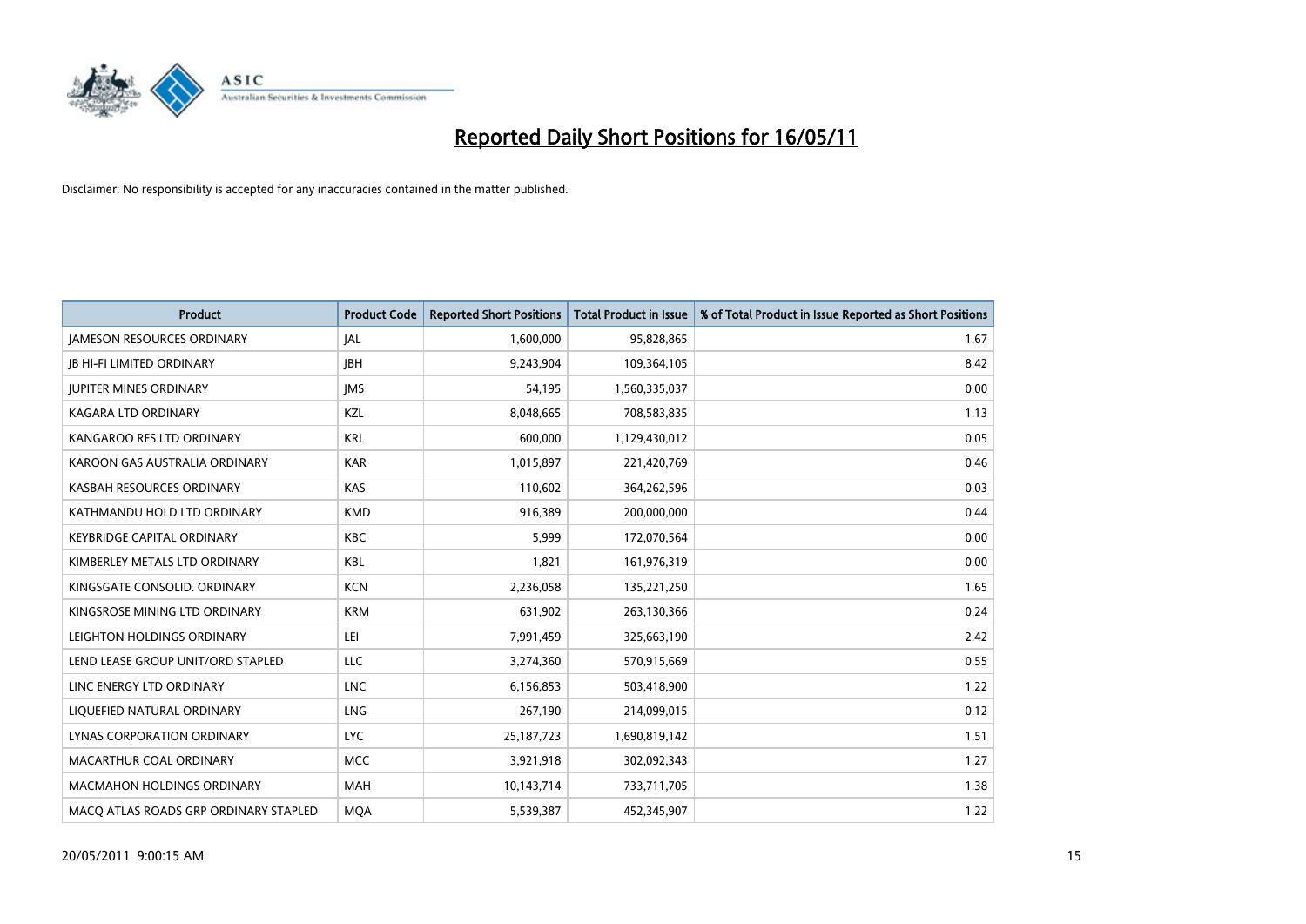# Reported Daily Short Positions for 16/05/11

Disclaimer: No responsibility is accepted for any inaccuracies contained in the matter published.

| Product | Product Code | Reported Short Positions | Total Product in Issue | % of Total Product in Issue Reported as Short Positions |
|---|---|---|---|---|
| JAMESON RESOURCES ORDINARY | JAL | 1,600,000 | 95,828,865 | 1.67 |
| JB HI-FI LIMITED ORDINARY | JBH | 9,243,904 | 109,364,105 | 8.42 |
| JUPITER MINES ORDINARY | JMS | 54,195 | 1,560,335,037 | 0.00 |
| KAGARA LTD ORDINARY | KZL | 8,048,665 | 708,583,835 | 1.13 |
| KANGAROO RES LTD ORDINARY | KRL | 600,000 | 1,129,430,012 | 0.05 |
| KAROON GAS AUSTRALIA ORDINARY | KAR | 1,015,897 | 221,420,769 | 0.46 |
| KASBAH RESOURCES ORDINARY | KAS | 110,602 | 364,262,596 | 0.03 |
| KATHMANDU HOLD LTD ORDINARY | KMD | 916,389 | 200,000,000 | 0.44 |
| KEYBRIDGE CAPITAL ORDINARY | KBC | 5,999 | 172,070,564 | 0.00 |
| KIMBERLEY METALS LTD ORDINARY | KBL | 1,821 | 161,976,319 | 0.00 |
| KINGSGATE CONSOLID. ORDINARY | KCN | 2,236,058 | 135,221,250 | 1.65 |
| KINGSROSE MINING LTD ORDINARY | KRM | 631,902 | 263,130,366 | 0.24 |
| LEIGHTON HOLDINGS ORDINARY | LEI | 7,991,459 | 325,663,190 | 2.42 |
| LEND LEASE GROUP UNIT/ORD STAPLED | LLC | 3,274,360 | 570,915,669 | 0.55 |
| LINC ENERGY LTD ORDINARY | LNC | 6,156,853 | 503,418,900 | 1.22 |
| LIQUEFIED NATURAL ORDINARY | LNG | 267,190 | 214,099,015 | 0.12 |
| LYNAS CORPORATION ORDINARY | LYC | 25,187,723 | 1,690,819,142 | 1.51 |
| MACARTHUR COAL ORDINARY | MCC | 3,921,918 | 302,092,343 | 1.27 |
| MACMAHON HOLDINGS ORDINARY | MAH | 10,143,714 | 733,711,705 | 1.38 |
| MACQ ATLAS ROADS GRP ORDINARY STAPLED | MQA | 5,539,387 | 452,345,907 | 1.22 |

20/05/2011 9:00:15 AM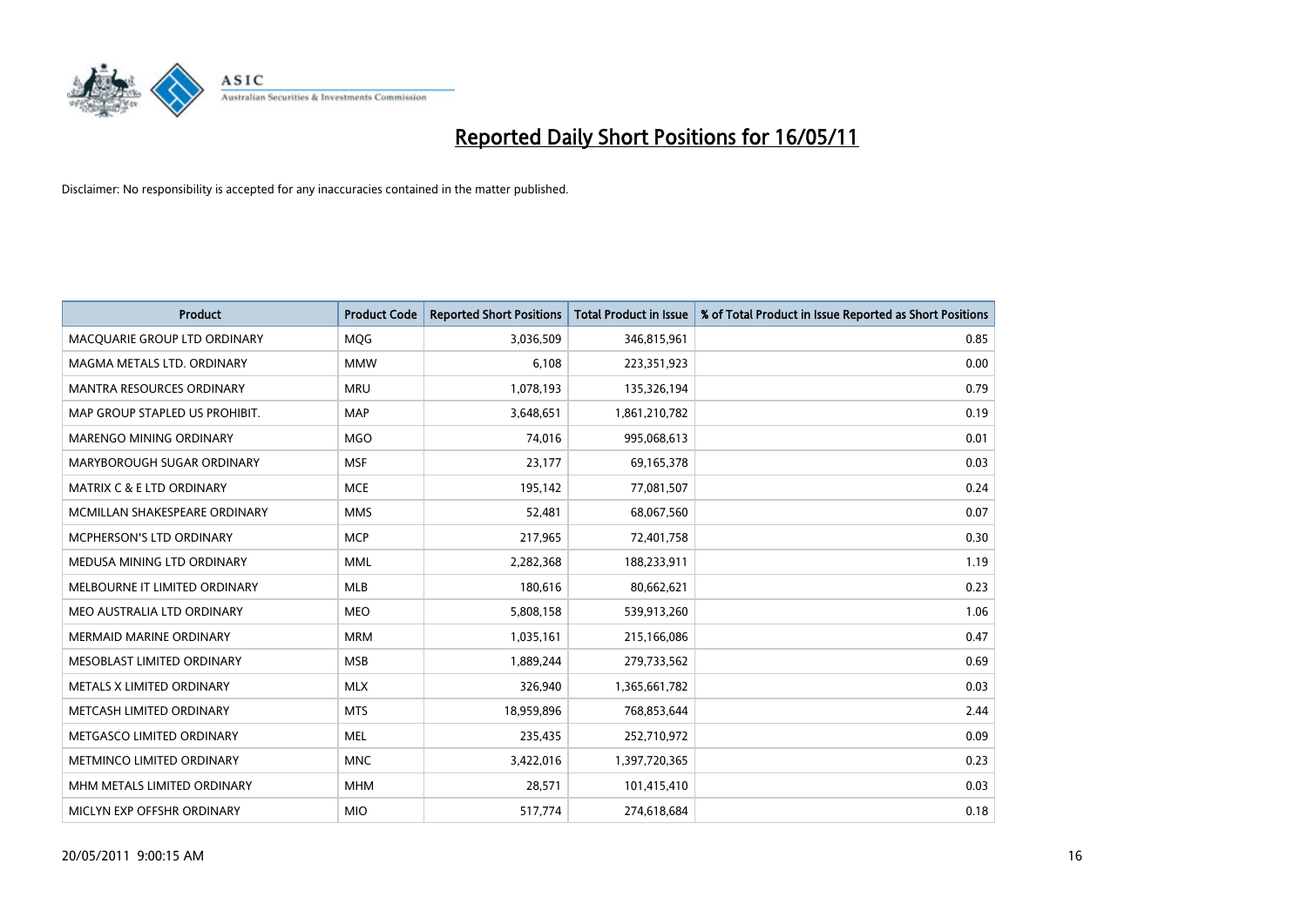# Reported Daily Short Positions for 16/05/11

Disclaimer: No responsibility is accepted for any inaccuracies contained in the matter published.

| Product | Product Code | Reported Short Positions | Total Product in Issue | % of Total Product in Issue Reported as Short Positions |
|---|---|---|---|---|
| MACQUARIE GROUP LTD ORDINARY | MQG | 3,036,509 | 346,815,961 | 0.85 |
| MAGMA METALS LTD. ORDINARY | MMW | 6,108 | 223,351,923 | 0.00 |
| MANTRA RESOURCES ORDINARY | MRU | 1,078,193 | 135,326,194 | 0.79 |
| MAP GROUP STAPLED US PROHIBIT. | MAP | 3,648,651 | 1,861,210,782 | 0.19 |
| MARENGO MINING ORDINARY | MGO | 74,016 | 995,068,613 | 0.01 |
| MARYBOROUGH SUGAR ORDINARY | MSF | 23,177 | 69,165,378 | 0.03 |
| MATRIX C & E LTD ORDINARY | MCE | 195,142 | 77,081,507 | 0.24 |
| MCMILLAN SHAKESPEARE ORDINARY | MMS | 52,481 | 68,067,560 | 0.07 |
| MCPHERSON'S LTD ORDINARY | MCP | 217,965 | 72,401,758 | 0.30 |
| MEDUSA MINING LTD ORDINARY | MML | 2,282,368 | 188,233,911 | 1.19 |
| MELBOURNE IT LIMITED ORDINARY | MLB | 180,616 | 80,662,621 | 0.23 |
| MEO AUSTRALIA LTD ORDINARY | MEO | 5,808,158 | 539,913,260 | 1.06 |
| MERMAID MARINE ORDINARY | MRM | 1,035,161 | 215,166,086 | 0.47 |
| MESOBLAST LIMITED ORDINARY | MSB | 1,889,244 | 279,733,562 | 0.69 |
| METALS X LIMITED ORDINARY | MLX | 326,940 | 1,365,661,782 | 0.03 |
| METCASH LIMITED ORDINARY | MTS | 18,959,896 | 768,853,644 | 2.44 |
| METGASCO LIMITED ORDINARY | MEL | 235,435 | 252,710,972 | 0.09 |
| METMINCO LIMITED ORDINARY | MNC | 3,422,016 | 1,397,720,365 | 0.23 |
| MHM METALS LIMITED ORDINARY | MHM | 28,571 | 101,415,410 | 0.03 |
| MICLYN EXP OFFSHR ORDINARY | MIO | 517,774 | 274,618,684 | 0.18 |

20/05/2011 9:00:15 AM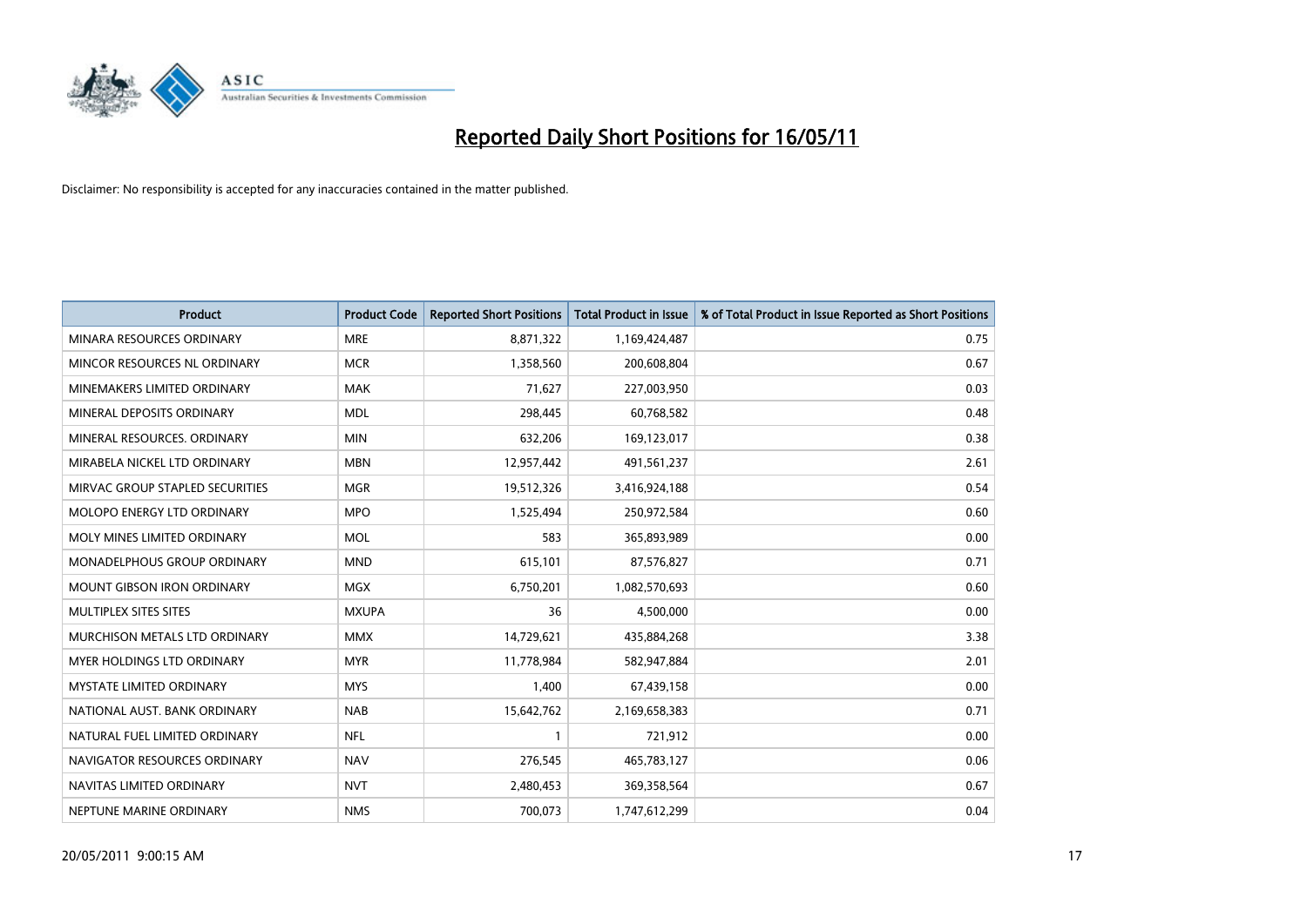# Reported Daily Short Positions for 16/05/11

Disclaimer: No responsibility is accepted for any inaccuracies contained in the matter published.

| Product | Product Code | Reported Short Positions | Total Product in Issue | % of Total Product in Issue Reported as Short Positions |
|---|---|---|---|---|
| MINARA RESOURCES ORDINARY | MRE | 8,871,322 | 1,169,424,487 | 0.75 |
| MINCOR RESOURCES NL ORDINARY | MCR | 1,358,560 | 200,608,804 | 0.67 |
| MINEMAKERS LIMITED ORDINARY | MAK | 71,627 | 227,003,950 | 0.03 |
| MINERAL DEPOSITS ORDINARY | MDL | 298,445 | 60,768,582 | 0.48 |
| MINERAL RESOURCES. ORDINARY | MIN | 632,206 | 169,123,017 | 0.38 |
| MIRABELA NICKEL LTD ORDINARY | MBN | 12,957,442 | 491,561,237 | 2.61 |
| MIRVAC GROUP STAPLED SECURITIES | MGR | 19,512,326 | 3,416,924,188 | 0.54 |
| MOLOPO ENERGY LTD ORDINARY | MPO | 1,525,494 | 250,972,584 | 0.60 |
| MOLY MINES LIMITED ORDINARY | MOL | 583 | 365,893,989 | 0.00 |
| MONADELPHOUS GROUP ORDINARY | MND | 615,101 | 87,576,827 | 0.71 |
| MOUNT GIBSON IRON ORDINARY | MGX | 6,750,201 | 1,082,570,693 | 0.60 |
| MULTIPLEX SITES SITES | MXUPA | 36 | 4,500,000 | 0.00 |
| MURCHISON METALS LTD ORDINARY | MMX | 14,729,621 | 435,884,268 | 3.38 |
| MYER HOLDINGS LTD ORDINARY | MYR | 11,778,984 | 582,947,884 | 2.01 |
| MYSTATE LIMITED ORDINARY | MYS | 1,400 | 67,439,158 | 0.00 |
| NATIONAL AUST. BANK ORDINARY | NAB | 15,642,762 | 2,169,658,383 | 0.71 |
| NATURAL FUEL LIMITED ORDINARY | NFL | 1 | 721,912 | 0.00 |
| NAVIGATOR RESOURCES ORDINARY | NAV | 276,545 | 465,783,127 | 0.06 |
| NAVITAS LIMITED ORDINARY | NVT | 2,480,453 | 369,358,564 | 0.67 |
| NEPTUNE MARINE ORDINARY | NMS | 700,073 | 1,747,612,299 | 0.04 |

20/05/2011 9:00:15 AM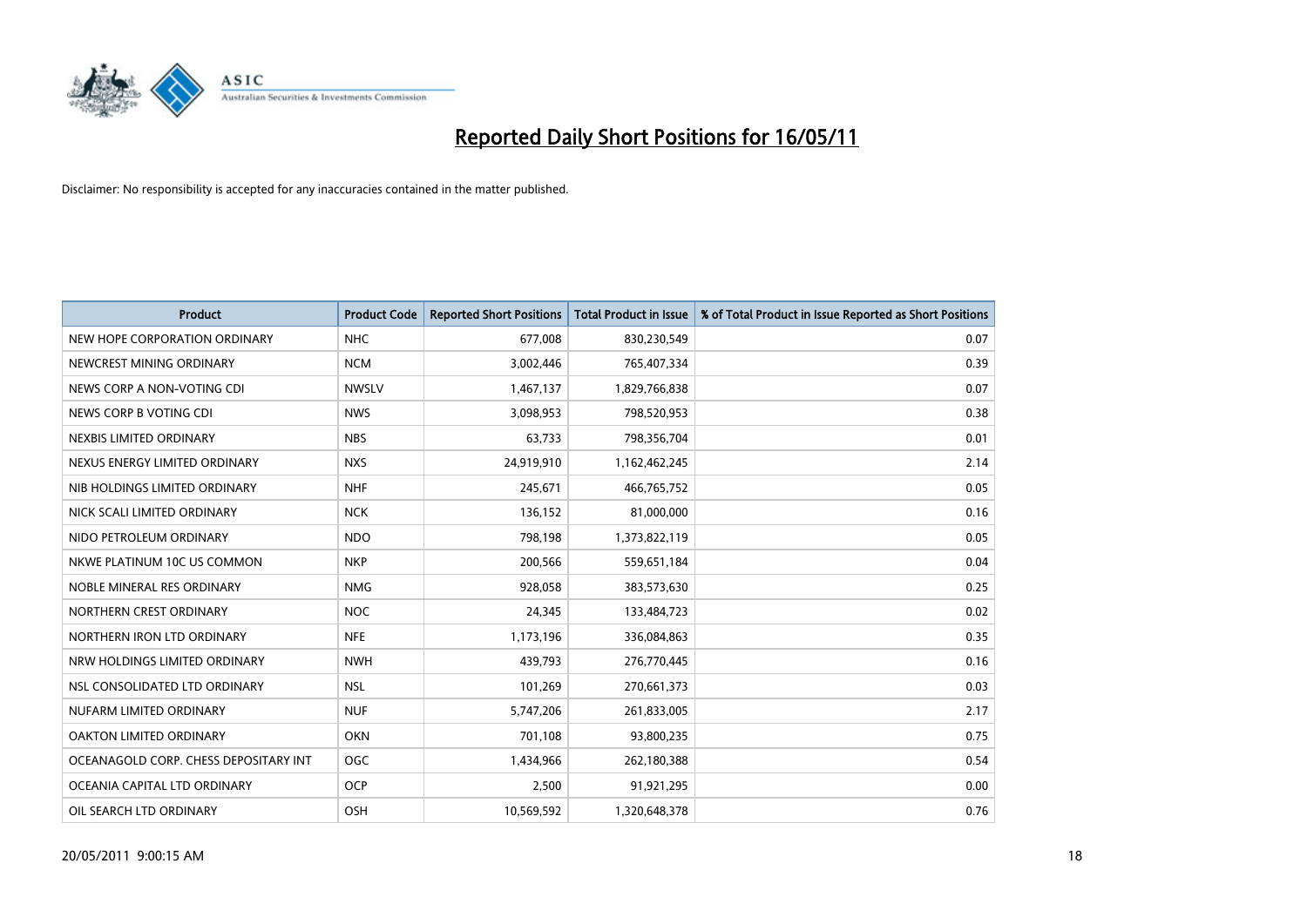# Reported Daily Short Positions for 16/05/11

Disclaimer: No responsibility is accepted for any inaccuracies contained in the matter published.

| Product | Product Code | Reported Short Positions | Total Product in Issue | % of Total Product in Issue Reported as Short Positions |
| --- | --- | --- | --- | --- |
| NEW HOPE CORPORATION ORDINARY | NHC | 677,008 | 830,230,549 | 0.07 |
| NEWCREST MINING ORDINARY | NCM | 3,002,446 | 765,407,334 | 0.39 |
| NEWS CORP A NON-VOTING CDI | NWSLV | 1,467,137 | 1,829,766,838 | 0.07 |
| NEWS CORP B VOTING CDI | NWS | 3,098,953 | 798,520,953 | 0.38 |
| NEXBIS LIMITED ORDINARY | NBS | 63,733 | 798,356,704 | 0.01 |
| NEXUS ENERGY LIMITED ORDINARY | NXS | 24,919,910 | 1,162,462,245 | 2.14 |
| NIB HOLDINGS LIMITED ORDINARY | NHF | 245,671 | 466,765,752 | 0.05 |
| NICK SCALI LIMITED ORDINARY | NCK | 136,152 | 81,000,000 | 0.16 |
| NIDO PETROLEUM ORDINARY | NDO | 798,198 | 1,373,822,119 | 0.05 |
| NKWE PLATINUM 10C US COMMON | NKP | 200,566 | 559,651,184 | 0.04 |
| NOBLE MINERAL RES ORDINARY | NMG | 928,058 | 383,573,630 | 0.25 |
| NORTHERN CREST ORDINARY | NOC | 24,345 | 133,484,723 | 0.02 |
| NORTHERN IRON LTD ORDINARY | NFE | 1,173,196 | 336,084,863 | 0.35 |
| NRW HOLDINGS LIMITED ORDINARY | NWH | 439,793 | 276,770,445 | 0.16 |
| NSL CONSOLIDATED LTD ORDINARY | NSL | 101,269 | 270,661,373 | 0.03 |
| NUFARM LIMITED ORDINARY | NUF | 5,747,206 | 261,833,005 | 2.17 |
| OAKTON LIMITED ORDINARY | OKN | 701,108 | 93,800,235 | 0.75 |
| OCEANAGOLD CORP. CHESS DEPOSITARY INT | OGC | 1,434,966 | 262,180,388 | 0.54 |
| OCEANIA CAPITAL LTD ORDINARY | OCP | 2,500 | 91,921,295 | 0.00 |
| OIL SEARCH LTD ORDINARY | OSH | 10,569,592 | 1,320,648,378 | 0.76 |

20/05/2011 9:00:15 AM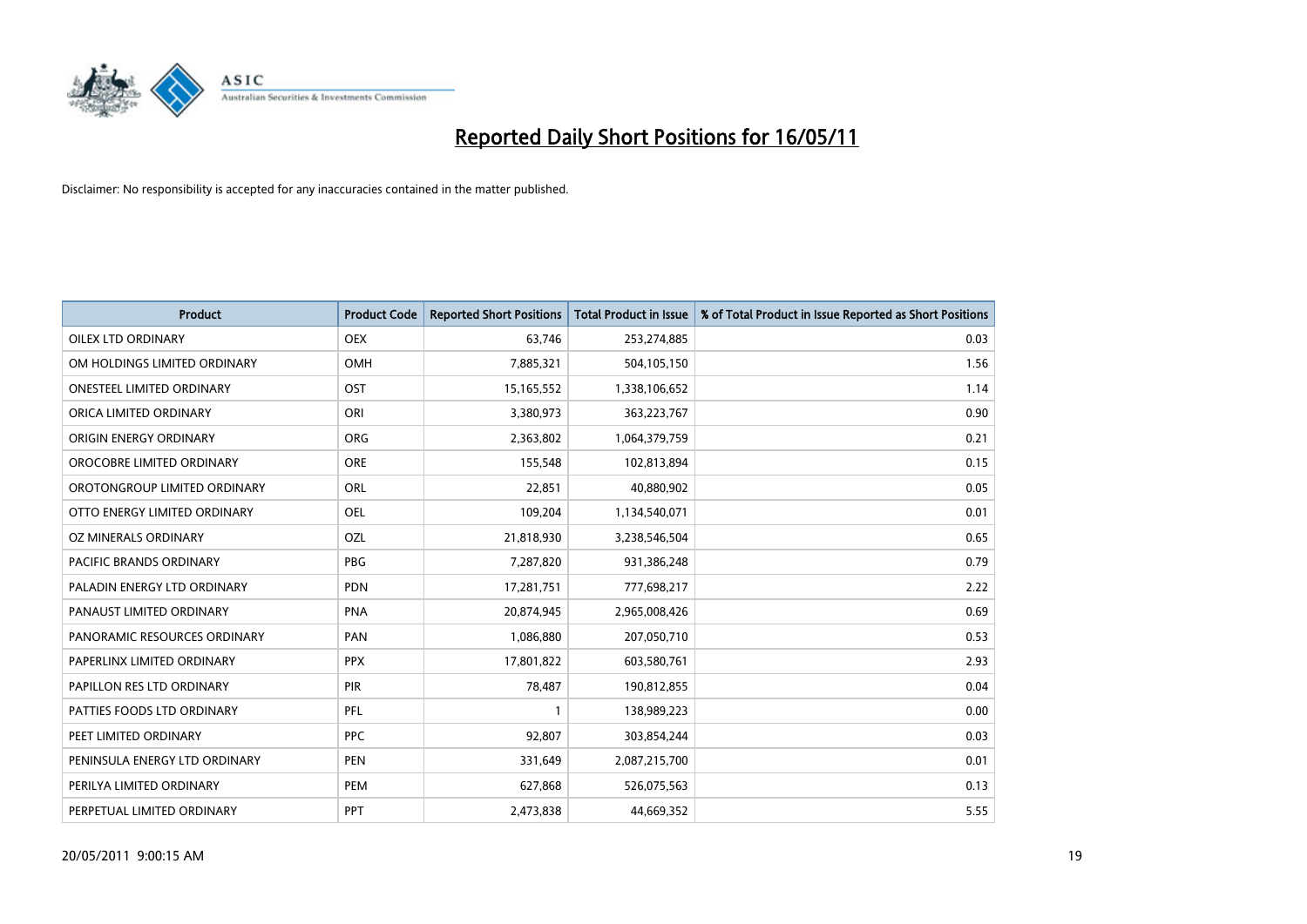# Reported Daily Short Positions for 16/05/11

Disclaimer: No responsibility is accepted for any inaccuracies contained in the matter published.

| Product | Product Code | Reported Short Positions | Total Product in Issue | % of Total Product in Issue Reported as Short Positions |
|---|---|---|---|---|
| OILEX LTD ORDINARY | OEX | 63,746 | 253,274,885 | 0.03 |
| OM HOLDINGS LIMITED ORDINARY | OMH | 7,885,321 | 504,105,150 | 1.56 |
| ONESTEEL LIMITED ORDINARY | OST | 15,165,552 | 1,338,106,652 | 1.14 |
| ORICA LIMITED ORDINARY | ORI | 3,380,973 | 363,223,767 | 0.90 |
| ORIGIN ENERGY ORDINARY | ORG | 2,363,802 | 1,064,379,759 | 0.21 |
| OROCOBRE LIMITED ORDINARY | ORE | 155,548 | 102,813,894 | 0.15 |
| OROTONGROUP LIMITED ORDINARY | ORL | 22,851 | 40,880,902 | 0.05 |
| OTTO ENERGY LIMITED ORDINARY | OEL | 109,204 | 1,134,540,071 | 0.01 |
| OZ MINERALS ORDINARY | OZL | 21,818,930 | 3,238,546,504 | 0.65 |
| PACIFIC BRANDS ORDINARY | PBG | 7,287,820 | 931,386,248 | 0.79 |
| PALADIN ENERGY LTD ORDINARY | PDN | 17,281,751 | 777,698,217 | 2.22 |
| PANAUST LIMITED ORDINARY | PNA | 20,874,945 | 2,965,008,426 | 0.69 |
| PANORAMIC RESOURCES ORDINARY | PAN | 1,086,880 | 207,050,710 | 0.53 |
| PAPERLINX LIMITED ORDINARY | PPX | 17,801,822 | 603,580,761 | 2.93 |
| PAPILLON RES LTD ORDINARY | PIR | 78,487 | 190,812,855 | 0.04 |
| PATTIES FOODS LTD ORDINARY | PFL | 1 | 138,989,223 | 0.00 |
| PEET LIMITED ORDINARY | PPC | 92,807 | 303,854,244 | 0.03 |
| PENINSULA ENERGY LTD ORDINARY | PEN | 331,649 | 2,087,215,700 | 0.01 |
| PERILYA LIMITED ORDINARY | PEM | 627,868 | 526,075,563 | 0.13 |
| PERPETUAL LIMITED ORDINARY | PPT | 2,473,838 | 44,669,352 | 5.55 |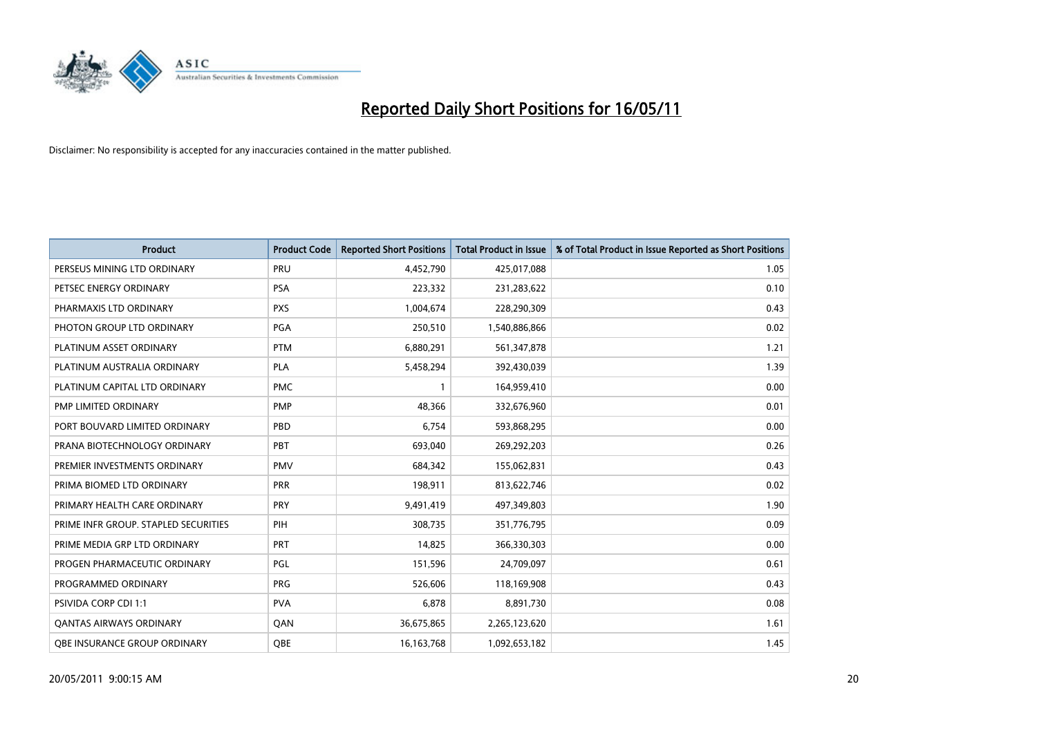# Reported Daily Short Positions for 16/05/11

Disclaimer: No responsibility is accepted for any inaccuracies contained in the matter published.

| Product | Product Code | Reported Short Positions | Total Product in Issue | % of Total Product in Issue Reported as Short Positions |
|---|---|---|---|---|
| PERSEUS MINING LTD ORDINARY | PRU | 4,452,790 | 425,017,088 | 1.05 |
| PETSEC ENERGY ORDINARY | PSA | 223,332 | 231,283,622 | 0.10 |
| PHARMAXIS LTD ORDINARY | PXS | 1,004,674 | 228,290,309 | 0.43 |
| PHOTON GROUP LTD ORDINARY | PGA | 250,510 | 1,540,886,866 | 0.02 |
| PLATINUM ASSET ORDINARY | PTM | 6,880,291 | 561,347,878 | 1.21 |
| PLATINUM AUSTRALIA ORDINARY | PLA | 5,458,294 | 392,430,039 | 1.39 |
| PLATINUM CAPITAL LTD ORDINARY | PMC | 1 | 164,959,410 | 0.00 |
| PMP LIMITED ORDINARY | PMP | 48,366 | 332,676,960 | 0.01 |
| PORT BOUVARD LIMITED ORDINARY | PBD | 6,754 | 593,868,295 | 0.00 |
| PRANA BIOTECHNOLOGY ORDINARY | PBT | 693,040 | 269,292,203 | 0.26 |
| PREMIER INVESTMENTS ORDINARY | PMV | 684,342 | 155,062,831 | 0.43 |
| PRIMA BIOMED LTD ORDINARY | PRR | 198,911 | 813,622,746 | 0.02 |
| PRIMARY HEALTH CARE ORDINARY | PRY | 9,491,419 | 497,349,803 | 1.90 |
| PRIME INFR GROUP. STAPLED SECURITIES | PIH | 308,735 | 351,776,795 | 0.09 |
| PRIME MEDIA GRP LTD ORDINARY | PRT | 14,825 | 366,330,303 | 0.00 |
| PROGEN PHARMACEUTIC ORDINARY | PGL | 151,596 | 24,709,097 | 0.61 |
| PROGRAMMED ORDINARY | PRG | 526,606 | 118,169,908 | 0.43 |
| PSIVIDA CORP CDI 1:1 | PVA | 6,878 | 8,891,730 | 0.08 |
| QANTAS AIRWAYS ORDINARY | QAN | 36,675,865 | 2,265,123,620 | 1.61 |
| QBE INSURANCE GROUP ORDINARY | QBE | 16,163,768 | 1,092,653,182 | 1.45 |

20/05/2011 9:00:15 AM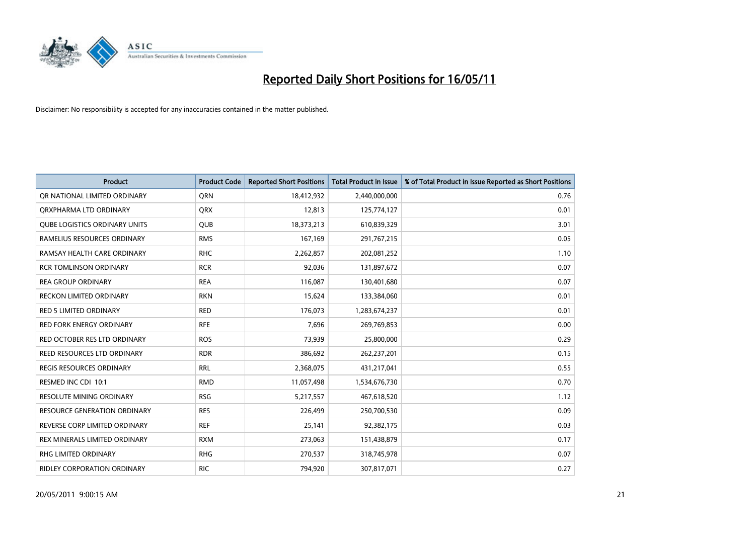# Reported Daily Short Positions for 16/05/11

Disclaimer: No responsibility is accepted for any inaccuracies contained in the matter published.

| Product | Product Code | Reported Short Positions | Total Product in Issue | % of Total Product in Issue Reported as Short Positions |
|---|---|---|---|---|
| QR NATIONAL LIMITED ORDINARY | QRN | 18,412,932 | 2,440,000,000 | 0.76 |
| QRXPHARMA LTD ORDINARY | QRX | 12,813 | 125,774,127 | 0.01 |
| QUBE LOGISTICS ORDINARY UNITS | QUB | 18,373,213 | 610,839,329 | 3.01 |
| RAMELIUS RESOURCES ORDINARY | RMS | 167,169 | 291,767,215 | 0.05 |
| RAMSAY HEALTH CARE ORDINARY | RHC | 2,262,857 | 202,081,252 | 1.10 |
| RCR TOMLINSON ORDINARY | RCR | 92,036 | 131,897,672 | 0.07 |
| REA GROUP ORDINARY | REA | 116,087 | 130,401,680 | 0.07 |
| RECKON LIMITED ORDINARY | RKN | 15,624 | 133,384,060 | 0.01 |
| RED 5 LIMITED ORDINARY | RED | 176,073 | 1,283,674,237 | 0.01 |
| RED FORK ENERGY ORDINARY | RFE | 7,696 | 269,769,853 | 0.00 |
| RED OCTOBER RES LTD ORDINARY | ROS | 73,939 | 25,800,000 | 0.29 |
| REED RESOURCES LTD ORDINARY | RDR | 386,692 | 262,237,201 | 0.15 |
| REGIS RESOURCES ORDINARY | RRL | 2,368,075 | 431,217,041 | 0.55 |
| RESMED INC CDI 10:1 | RMD | 11,057,498 | 1,534,676,730 | 0.70 |
| RESOLUTE MINING ORDINARY | RSG | 5,217,557 | 467,618,520 | 1.12 |
| RESOURCE GENERATION ORDINARY | RES | 226,499 | 250,700,530 | 0.09 |
| REVERSE CORP LIMITED ORDINARY | REF | 25,141 | 92,382,175 | 0.03 |
| REX MINERALS LIMITED ORDINARY | RXM | 273,063 | 151,438,879 | 0.17 |
| RHG LIMITED ORDINARY | RHG | 270,537 | 318,745,978 | 0.07 |
| RIDLEY CORPORATION ORDINARY | RIC | 794,920 | 307,817,071 | 0.27 |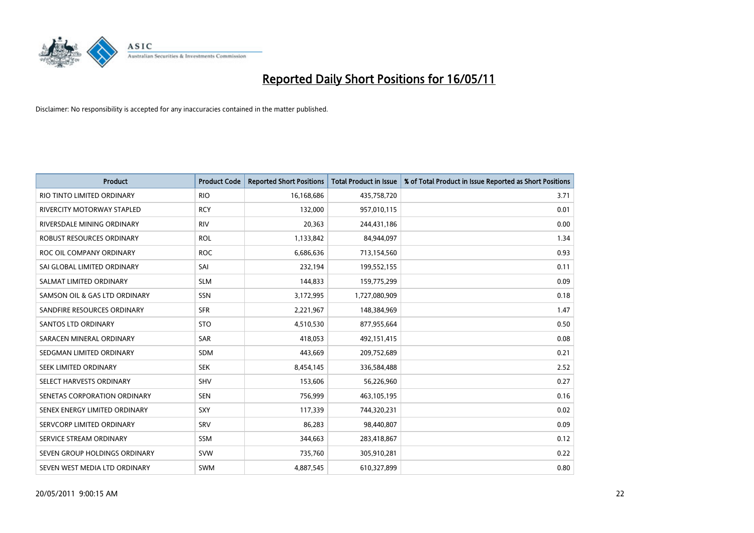# Reported Daily Short Positions for 16/05/11

Disclaimer: No responsibility is accepted for any inaccuracies contained in the matter published.

| Product | Product Code | Reported Short Positions | Total Product in Issue | % of Total Product in Issue Reported as Short Positions |
|---|---|---|---|---|
| RIO TINTO LIMITED ORDINARY | RIO | 16,168,686 | 435,758,720 | 3.71 |
| RIVERCITY MOTORWAY STAPLED | RCY | 132,000 | 957,010,115 | 0.01 |
| RIVERSDALE MINING ORDINARY | RIV | 20,363 | 244,431,186 | 0.00 |
| ROBUST RESOURCES ORDINARY | ROL | 1,133,842 | 84,944,097 | 1.34 |
| ROC OIL COMPANY ORDINARY | ROC | 6,686,636 | 713,154,560 | 0.93 |
| SAI GLOBAL LIMITED ORDINARY | SAI | 232,194 | 199,552,155 | 0.11 |
| SALMAT LIMITED ORDINARY | SLM | 144,833 | 159,775,299 | 0.09 |
| SAMSON OIL & GAS LTD ORDINARY | SSN | 3,172,995 | 1,727,080,909 | 0.18 |
| SANDFIRE RESOURCES ORDINARY | SFR | 2,221,967 | 148,384,969 | 1.47 |
| SANTOS LTD ORDINARY | STO | 4,510,530 | 877,955,664 | 0.50 |
| SARACEN MINERAL ORDINARY | SAR | 418,053 | 492,151,415 | 0.08 |
| SEDGMAN LIMITED ORDINARY | SDM | 443,669 | 209,752,689 | 0.21 |
| SEEK LIMITED ORDINARY | SEK | 8,454,145 | 336,584,488 | 2.52 |
| SELECT HARVESTS ORDINARY | SHV | 153,606 | 56,226,960 | 0.27 |
| SENETAS CORPORATION ORDINARY | SEN | 756,999 | 463,105,195 | 0.16 |
| SENEX ENERGY LIMITED ORDINARY | SXY | 117,339 | 744,320,231 | 0.02 |
| SERVCORP LIMITED ORDINARY | SRV | 86,283 | 98,440,807 | 0.09 |
| SERVICE STREAM ORDINARY | SSM | 344,663 | 283,418,867 | 0.12 |
| SEVEN GROUP HOLDINGS ORDINARY | SVW | 735,760 | 305,910,281 | 0.22 |
| SEVEN WEST MEDIA LTD ORDINARY | SWM | 4,887,545 | 610,327,899 | 0.80 |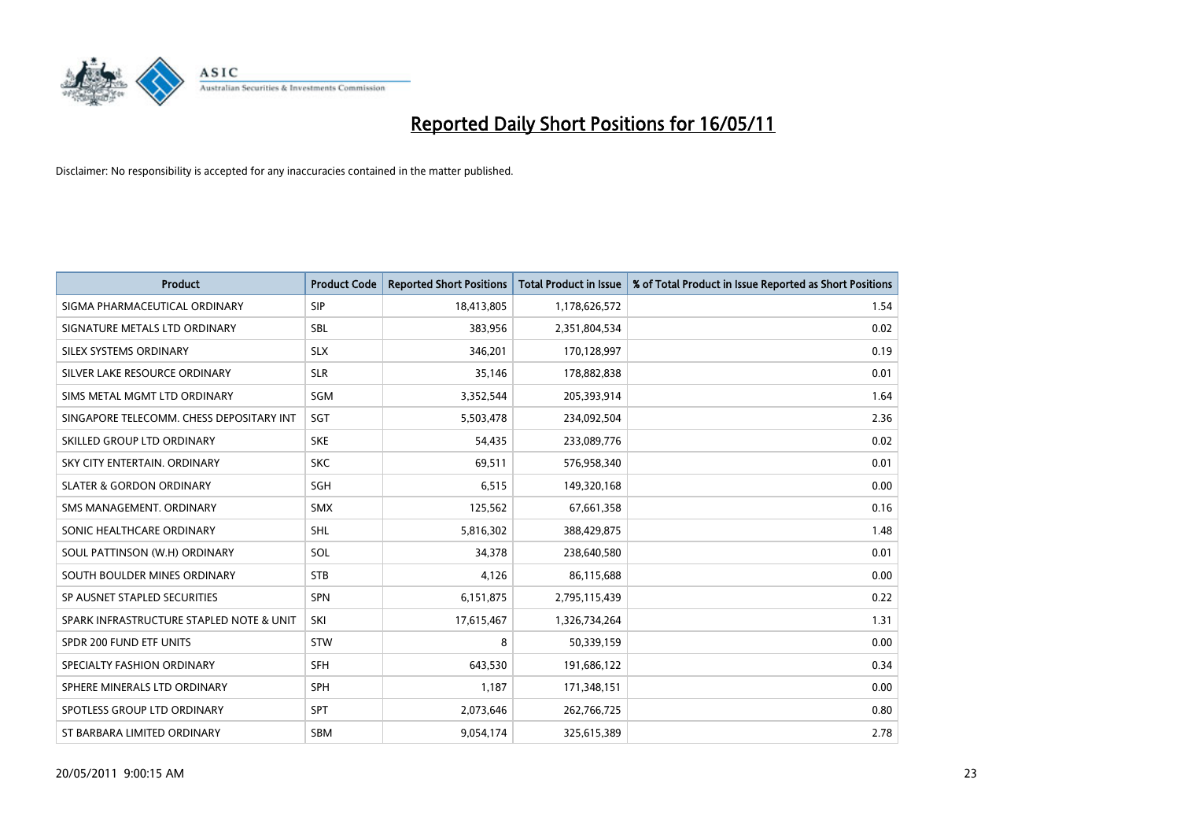# Reported Daily Short Positions for 16/05/11

Disclaimer: No responsibility is accepted for any inaccuracies contained in the matter published.

| Product | Product Code | Reported Short Positions | Total Product in Issue | % of Total Product in Issue Reported as Short Positions |
|---|---|---|---|---|
| SIGMA PHARMACEUTICAL ORDINARY | SIP | 18,413,805 | 1,178,626,572 | 1.54 |
| SIGNATURE METALS LTD ORDINARY | SBL | 383,956 | 2,351,804,534 | 0.02 |
| SILEX SYSTEMS ORDINARY | SLX | 346,201 | 170,128,997 | 0.19 |
| SILVER LAKE RESOURCE ORDINARY | SLR | 35,146 | 178,882,838 | 0.01 |
| SIMS METAL MGMT LTD ORDINARY | SGM | 3,352,544 | 205,393,914 | 1.64 |
| SINGAPORE TELECOMM. CHESS DEPOSITARY INT | SGT | 5,503,478 | 234,092,504 | 2.36 |
| SKILLED GROUP LTD ORDINARY | SKE | 54,435 | 233,089,776 | 0.02 |
| SKY CITY ENTERTAIN. ORDINARY | SKC | 69,511 | 576,958,340 | 0.01 |
| SLATER & GORDON ORDINARY | SGH | 6,515 | 149,320,168 | 0.00 |
| SMS MANAGEMENT. ORDINARY | SMX | 125,562 | 67,661,358 | 0.16 |
| SONIC HEALTHCARE ORDINARY | SHL | 5,816,302 | 388,429,875 | 1.48 |
| SOUL PATTINSON (W.H) ORDINARY | SOL | 34,378 | 238,640,580 | 0.01 |
| SOUTH BOULDER MINES ORDINARY | STB | 4,126 | 86,115,688 | 0.00 |
| SP AUSNET STAPLED SECURITIES | SPN | 6,151,875 | 2,795,115,439 | 0.22 |
| SPARK INFRASTRUCTURE STAPLED NOTE & UNIT | SKI | 17,615,467 | 1,326,734,264 | 1.31 |
| SPDR 200 FUND ETF UNITS | STW | 8 | 50,339,159 | 0.00 |
| SPECIALTY FASHION ORDINARY | SFH | 643,530 | 191,686,122 | 0.34 |
| SPHERE MINERALS LTD ORDINARY | SPH | 1,187 | 171,348,151 | 0.00 |
| SPOTLESS GROUP LTD ORDINARY | SPT | 2,073,646 | 262,766,725 | 0.80 |
| ST BARBARA LIMITED ORDINARY | SBM | 9,054,174 | 325,615,389 | 2.78 |

20/05/2011 9:00:15 AM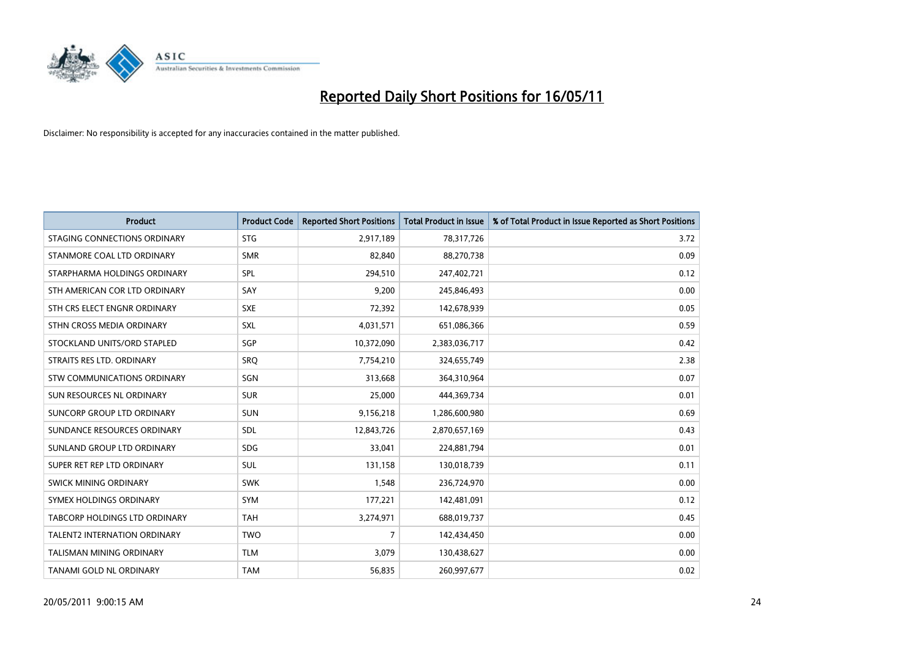# Reported Daily Short Positions for 16/05/11

Disclaimer: No responsibility is accepted for any inaccuracies contained in the matter published.

| Product | Product Code | Reported Short Positions | Total Product in Issue | % of Total Product in Issue Reported as Short Positions |
|---|---|---|---|---|
| STAGING CONNECTIONS ORDINARY | STG | 2,917,189 | 78,317,726 | 3.72 |
| STANMORE COAL LTD ORDINARY | SMR | 82,840 | 88,270,738 | 0.09 |
| STARPHARMA HOLDINGS ORDINARY | SPL | 294,510 | 247,402,721 | 0.12 |
| STH AMERICAN COR LTD ORDINARY | SAY | 9,200 | 245,846,493 | 0.00 |
| STH CRS ELECT ENGNR ORDINARY | SXE | 72,392 | 142,678,939 | 0.05 |
| STHN CROSS MEDIA ORDINARY | SXL | 4,031,571 | 651,086,366 | 0.59 |
| STOCKLAND UNITS/ORD STAPLED | SGP | 10,372,090 | 2,383,036,717 | 0.42 |
| STRAITS RES LTD. ORDINARY | SRQ | 7,754,210 | 324,655,749 | 2.38 |
| STW COMMUNICATIONS ORDINARY | SGN | 313,668 | 364,310,964 | 0.07 |
| SUN RESOURCES NL ORDINARY | SUR | 25,000 | 444,369,734 | 0.01 |
| SUNCORP GROUP LTD ORDINARY | SUN | 9,156,218 | 1,286,600,980 | 0.69 |
| SUNDANCE RESOURCES ORDINARY | SDL | 12,843,726 | 2,870,657,169 | 0.43 |
| SUNLAND GROUP LTD ORDINARY | SDG | 33,041 | 224,881,794 | 0.01 |
| SUPER RET REP LTD ORDINARY | SUL | 131,158 | 130,018,739 | 0.11 |
| SWICK MINING ORDINARY | SWK | 1,548 | 236,724,970 | 0.00 |
| SYMEX HOLDINGS ORDINARY | SYM | 177,221 | 142,481,091 | 0.12 |
| TABCORP HOLDINGS LTD ORDINARY | TAH | 3,274,971 | 688,019,737 | 0.45 |
| TALENT2 INTERNATION ORDINARY | TWO | 7 | 142,434,450 | 0.00 |
| TALISMAN MINING ORDINARY | TLM | 3,079 | 130,438,627 | 0.00 |
| TANAMI GOLD NL ORDINARY | TAM | 56,835 | 260,997,677 | 0.02 |

20/05/2011 9:00:15 AM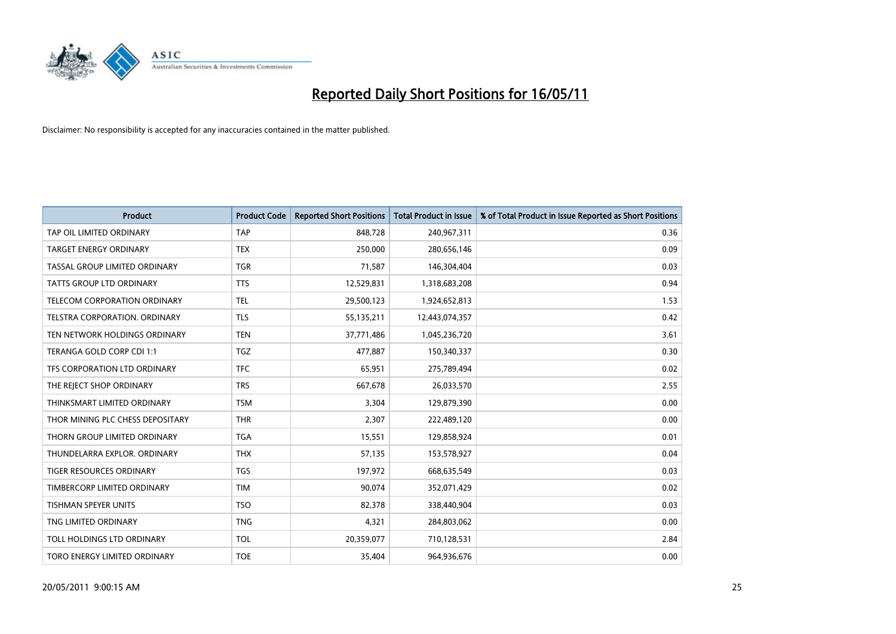# Reported Daily Short Positions for 16/05/11

Disclaimer: No responsibility is accepted for any inaccuracies contained in the matter published.

| Product | Product Code | Reported Short Positions | Total Product in Issue | % of Total Product in Issue Reported as Short Positions |
|---|---|---|---|---|
| TAP OIL LIMITED ORDINARY | TAP | 848,728 | 240,967,311 | 0.36 |
| TARGET ENERGY ORDINARY | TEX | 250,000 | 280,656,146 | 0.09 |
| TASSAL GROUP LIMITED ORDINARY | TGR | 71,587 | 146,304,404 | 0.03 |
| TATTS GROUP LTD ORDINARY | TTS | 12,529,831 | 1,318,683,208 | 0.94 |
| TELECOM CORPORATION ORDINARY | TEL | 29,500,123 | 1,924,652,813 | 1.53 |
| TELSTRA CORPORATION. ORDINARY | TLS | 55,135,211 | 12,443,074,357 | 0.42 |
| TEN NETWORK HOLDINGS ORDINARY | TEN | 37,771,486 | 1,045,236,720 | 3.61 |
| TERANGA GOLD CORP CDI 1:1 | TGZ | 477,887 | 150,340,337 | 0.30 |
| TFS CORPORATION LTD ORDINARY | TFC | 65,951 | 275,789,494 | 0.02 |
| THE REJECT SHOP ORDINARY | TRS | 667,678 | 26,033,570 | 2.55 |
| THINKSMART LIMITED ORDINARY | TSM | 3,304 | 129,879,390 | 0.00 |
| THOR MINING PLC CHESS DEPOSITARY | THR | 2,307 | 222,489,120 | 0.00 |
| THORN GROUP LIMITED ORDINARY | TGA | 15,551 | 129,858,924 | 0.01 |
| THUNDELARRA EXPLOR. ORDINARY | THX | 57,135 | 153,578,927 | 0.04 |
| TIGER RESOURCES ORDINARY | TGS | 197,972 | 668,635,549 | 0.03 |
| TIMBERCORP LIMITED ORDINARY | TIM | 90,074 | 352,071,429 | 0.02 |
| TISHMAN SPEYER UNITS | TSO | 82,378 | 338,440,904 | 0.03 |
| TNG LIMITED ORDINARY | TNG | 4,321 | 284,803,062 | 0.00 |
| TOLL HOLDINGS LTD ORDINARY | TOL | 20,359,077 | 710,128,531 | 2.84 |
| TORO ENERGY LIMITED ORDINARY | TOE | 35,404 | 964,936,676 | 0.00 |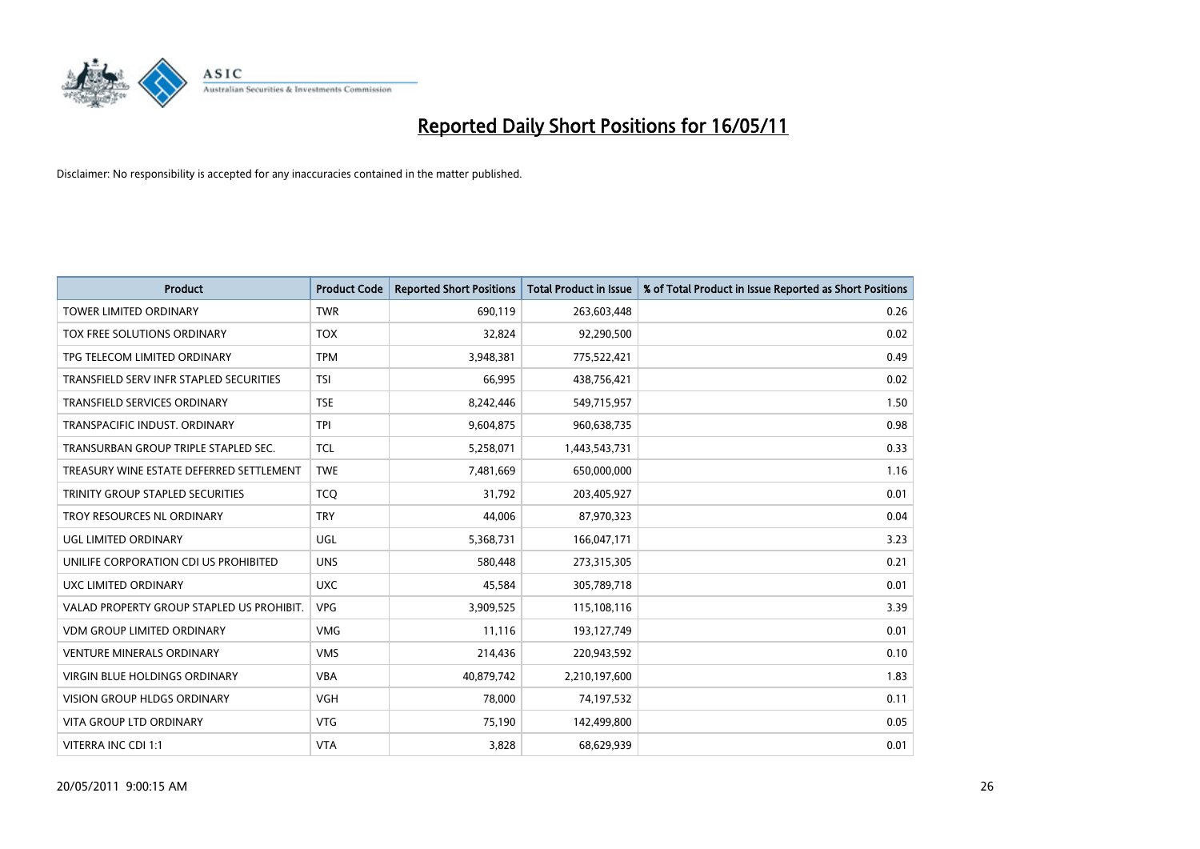# Reported Daily Short Positions for 16/05/11

Disclaimer: No responsibility is accepted for any inaccuracies contained in the matter published.

| Product | Product Code | Reported Short Positions | Total Product in Issue | % of Total Product in Issue Reported as Short Positions |
|---|---|---|---|---|
| TOWER LIMITED ORDINARY | TWR | 690,119 | 263,603,448 | 0.26 |
| TOX FREE SOLUTIONS ORDINARY | TOX | 32,824 | 92,290,500 | 0.02 |
| TPG TELECOM LIMITED ORDINARY | TPM | 3,948,381 | 775,522,421 | 0.49 |
| TRANSFIELD SERV INFR STAPLED SECURITIES | TSI | 66,995 | 438,756,421 | 0.02 |
| TRANSFIELD SERVICES ORDINARY | TSE | 8,242,446 | 549,715,957 | 1.50 |
| TRANSPACIFIC INDUST. ORDINARY | TPI | 9,604,875 | 960,638,735 | 0.98 |
| TRANSURBAN GROUP TRIPLE STAPLED SEC. | TCL | 5,258,071 | 1,443,543,731 | 0.33 |
| TREASURY WINE ESTATE DEFERRED SETTLEMENT | TWE | 7,481,669 | 650,000,000 | 1.16 |
| TRINITY GROUP STAPLED SECURITIES | TCQ | 31,792 | 203,405,927 | 0.01 |
| TROY RESOURCES NL ORDINARY | TRY | 44,006 | 87,970,323 | 0.04 |
| UGL LIMITED ORDINARY | UGL | 5,368,731 | 166,047,171 | 3.23 |
| UNILIFE CORPORATION CDI US PROHIBITED | UNS | 580,448 | 273,315,305 | 0.21 |
| UXC LIMITED ORDINARY | UXC | 45,584 | 305,789,718 | 0.01 |
| VALAD PROPERTY GROUP STAPLED US PROHIBIT. | VPG | 3,909,525 | 115,108,116 | 3.39 |
| VDM GROUP LIMITED ORDINARY | VMG | 11,116 | 193,127,749 | 0.01 |
| VENTURE MINERALS ORDINARY | VMS | 214,436 | 220,943,592 | 0.10 |
| VIRGIN BLUE HOLDINGS ORDINARY | VBA | 40,879,742 | 2,210,197,600 | 1.83 |
| VISION GROUP HLDGS ORDINARY | VGH | 78,000 | 74,197,532 | 0.11 |
| VITA GROUP LTD ORDINARY | VTG | 75,190 | 142,499,800 | 0.05 |
| VITERRA INC CDI 1:1 | VTA | 3,828 | 68,629,939 | 0.01 |

20/05/2011 9:00:15 AM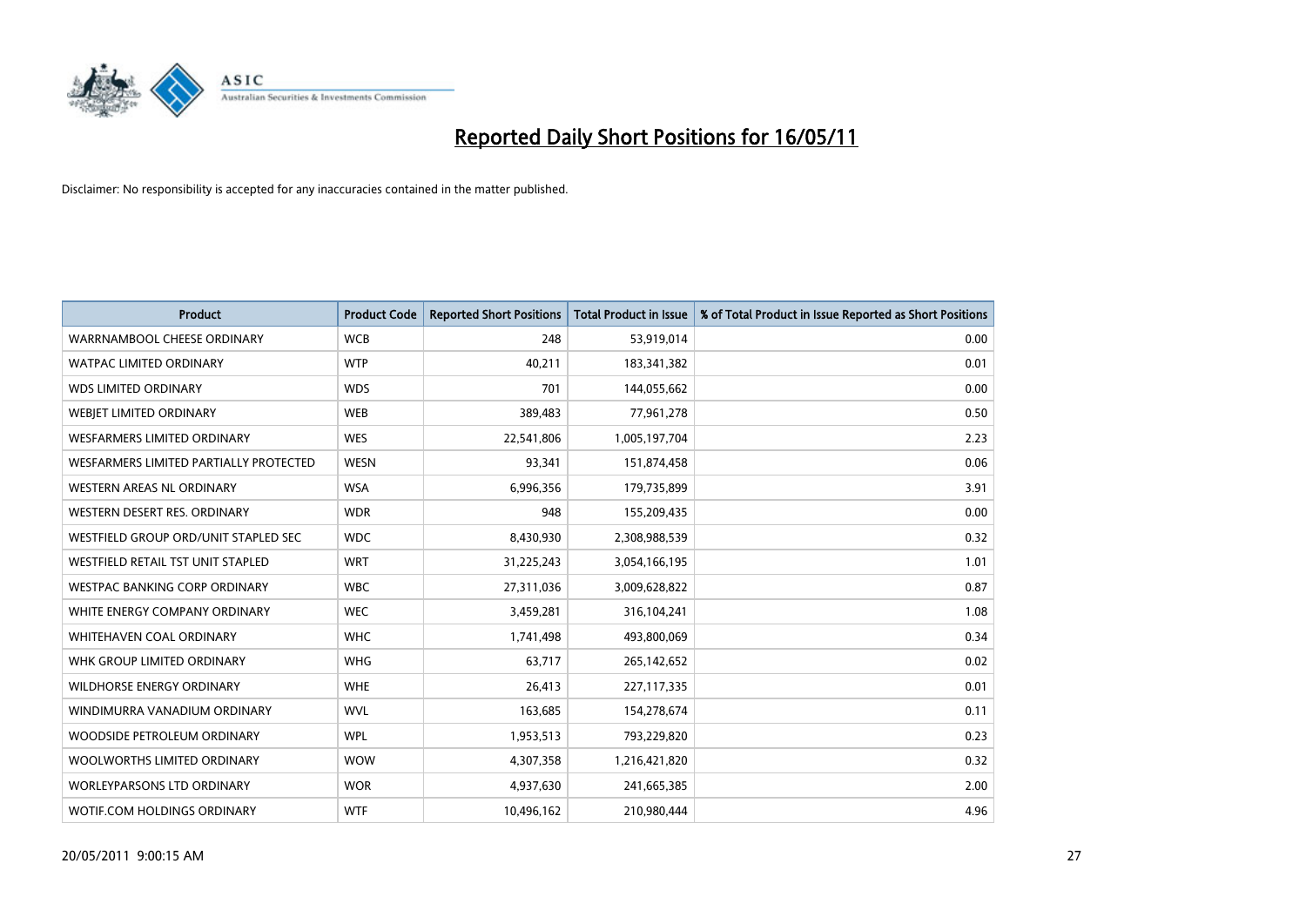# Reported Daily Short Positions for 16/05/11

Disclaimer: No responsibility is accepted for any inaccuracies contained in the matter published.

| Product | Product Code | Reported Short Positions | Total Product in Issue | % of Total Product in Issue Reported as Short Positions |
|---|---|---|---|---|
| WARRNAMBOOL CHEESE ORDINARY | WCB | 248 | 53,919,014 | 0.00 |
| WATPAC LIMITED ORDINARY | WTP | 40,211 | 183,341,382 | 0.01 |
| WDS LIMITED ORDINARY | WDS | 701 | 144,055,662 | 0.00 |
| WEBJET LIMITED ORDINARY | WEB | 389,483 | 77,961,278 | 0.50 |
| WESFARMERS LIMITED ORDINARY | WES | 22,541,806 | 1,005,197,704 | 2.23 |
| WESFARMERS LIMITED PARTIALLY PROTECTED | WESN | 93,341 | 151,874,458 | 0.06 |
| WESTERN AREAS NL ORDINARY | WSA | 6,996,356 | 179,735,899 | 3.91 |
| WESTERN DESERT RES. ORDINARY | WDR | 948 | 155,209,435 | 0.00 |
| WESTFIELD GROUP ORD/UNIT STAPLED SEC | WDC | 8,430,930 | 2,308,988,539 | 0.32 |
| WESTFIELD RETAIL TST UNIT STAPLED | WRT | 31,225,243 | 3,054,166,195 | 1.01 |
| WESTPAC BANKING CORP ORDINARY | WBC | 27,311,036 | 3,009,628,822 | 0.87 |
| WHITE ENERGY COMPANY ORDINARY | WEC | 3,459,281 | 316,104,241 | 1.08 |
| WHITEHAVEN COAL ORDINARY | WHC | 1,741,498 | 493,800,069 | 0.34 |
| WHK GROUP LIMITED ORDINARY | WHG | 63,717 | 265,142,652 | 0.02 |
| WILDHORSE ENERGY ORDINARY | WHE | 26,413 | 227,117,335 | 0.01 |
| WINDIMURRA VANADIUM ORDINARY | WVL | 163,685 | 154,278,674 | 0.11 |
| WOODSIDE PETROLEUM ORDINARY | WPL | 1,953,513 | 793,229,820 | 0.23 |
| WOOLWORTHS LIMITED ORDINARY | WOW | 4,307,358 | 1,216,421,820 | 0.32 |
| WORLEYPARSONS LTD ORDINARY | WOR | 4,937,630 | 241,665,385 | 2.00 |
| WOTIF.COM HOLDINGS ORDINARY | WTF | 10,496,162 | 210,980,444 | 4.96 |

20/05/2011 9:00:15 AM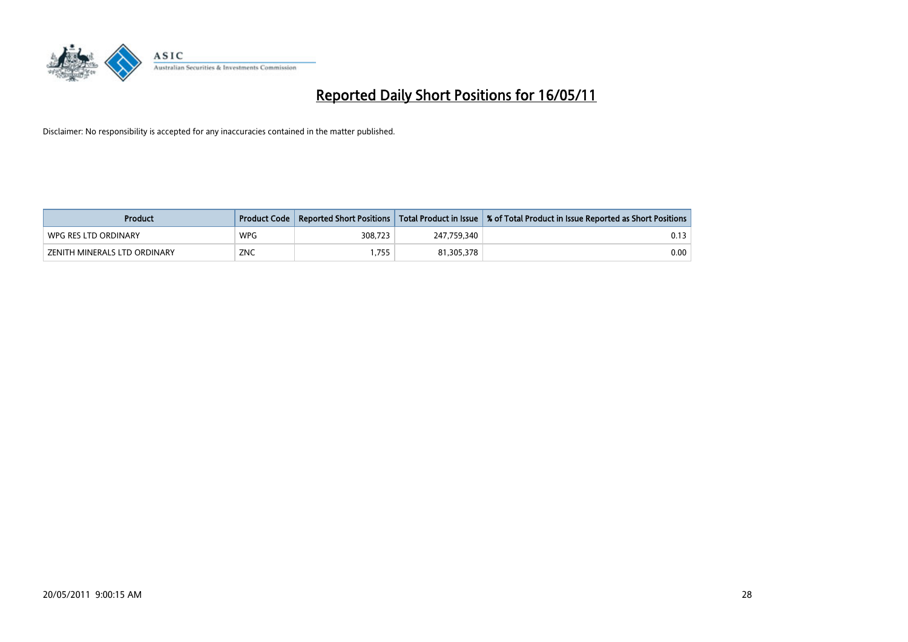# Reported Daily Short Positions for 16/05/11

Disclaimer: No responsibility is accepted for any inaccuracies contained in the matter published.

| Product | Product Code | Reported Short Positions | Total Product in Issue | % of Total Product in Issue Reported as Short Positions |
|---|---|---|---|---|
| WPG RES LTD ORDINARY | WPG | 308,723 | 247,759,340 | 0.13 |
| ZENITH MINERALS LTD ORDINARY | ZNC | 1,755 | 81,305,378 | 0.00 |

20/05/2011 9:00:15 AM